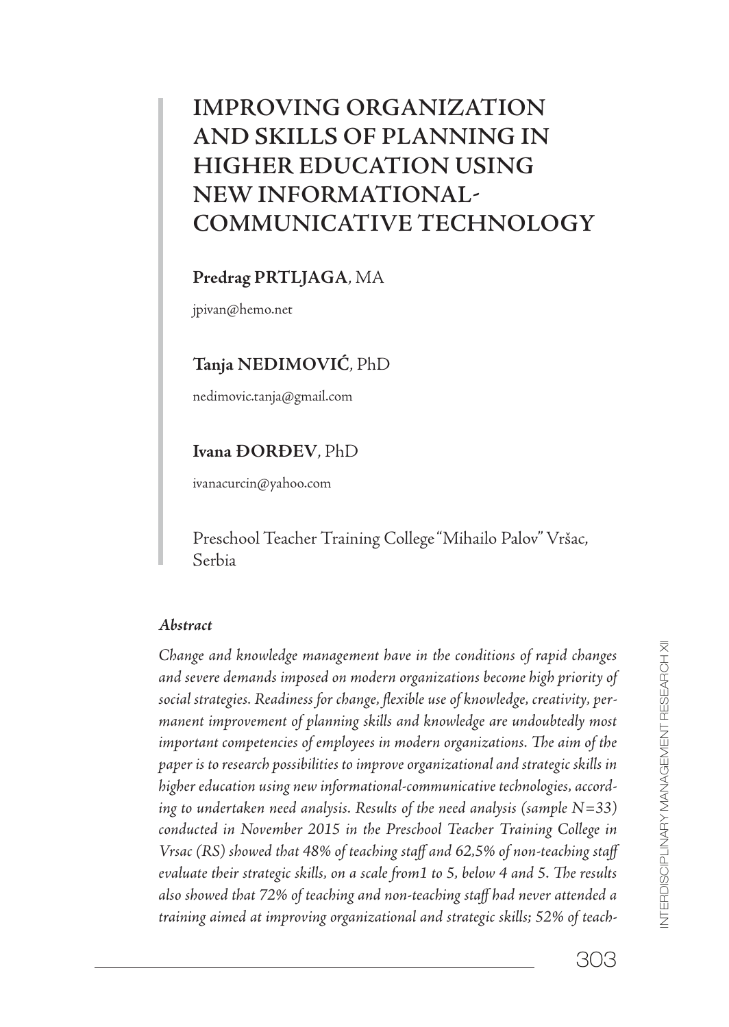# IMPROVING ORGANIZATION AND SKILLS OF PLANNING IN HIGHER EDUCATION USING NEW INFORMATIONAL-COMMUNICATIVE TECHNOLOGY

**Predrag PRTLJAGA**, MA

jpivan@hemo.net

**Tanja NEDIMOVIĆ**, PhD

nedimovic.tanja@gmail.com

**Ivana ĐORĐEV**, PhD

ivanacurcin@yahoo.com

Preschool Teacher Training College "Mihailo Palov" Vršac, Serbia

***Abstract***

*Change and knowledge management have in the conditions of rapid changes and severe demands imposed on modern organizations become high priority of social strategies. Readiness for change, flexible use of knowledge, creativity, permanent improvement of planning skills and knowledge are undoubtedly most important competencies of employees in modern organizations. The aim of the paper is to research possibilities to improve organizational and strategic skills in higher education using new informational-communicative technologies, according to undertaken need analysis. Results of the need analysis (sample N=33) conducted in November 2015 in the Preschool Teacher Training College in Vrsac (RS) showed that 48% of teaching staff and 62,5% of non-teaching staff evaluate their strategic skills, on a scale from1 to 5, below 4 and 5. The results also showed that 72% of teaching and non-teaching staff had never attended a training aimed at improving organizational and strategic skills; 52% of teach-*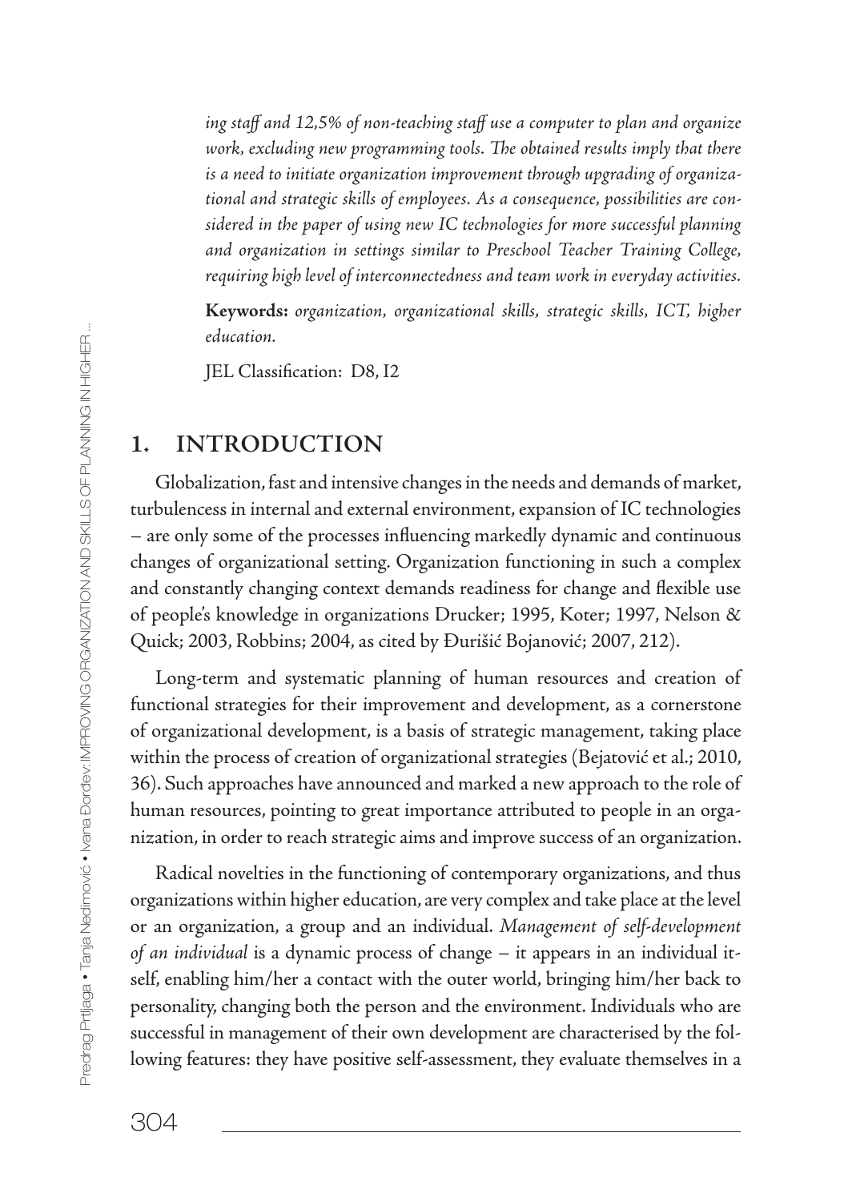*ing staff and 12,5% of non-teaching staff use a computer to plan and organize work, excluding new programming tools. The obtained results imply that there is a need to initiate organization improvement through upgrading of organizational and strategic skills of employees. As a consequence, possibilities are considered in the paper of using new IC technologies for more successful planning and organization in settings similar to Preschool Teacher Training College, requiring high level of interconnectedness and team work in everyday activities.*

**Keywords:** *organization, organizational skills, strategic skills, ICT, higher education.*

JEL Classification: D8, I2

## 1. INTRODUCTION

Globalization, fast and intensive changes in the needs and demands of market, turbulencess in internal and external environment, expansion of IC technologies – are only some of the processes influencing markedly dynamic and continuous changes of organizational setting. Organization functioning in such a complex and constantly changing context demands readiness for change and flexible use of people's knowledge in organizations Drucker; 1995, Koter; 1997, Nelson & Quick; 2003, Robbins; 2004, as cited by Đurišić Bojanović; 2007, 212).

Long-term and systematic planning of human resources and creation of functional strategies for their improvement and development, as a cornerstone of organizational development, is a basis of strategic management, taking place within the process of creation of organizational strategies (Bejatović et al.; 2010, 36). Such approaches have announced and marked a new approach to the role of human resources, pointing to great importance attributed to people in an organization, in order to reach strategic aims and improve success of an organization.

Radical novelties in the functioning of contemporary organizations, and thus organizations within higher education, are very complex and take place at the level or an organization, a group and an individual. *Management of self-development of an individual* is a dynamic process of change – it appears in an individual itself, enabling him/her a contact with the outer world, bringing him/her back to personality, changing both the person and the environment. Individuals who are successful in management of their own development are characterised by the following features: they have positive self-assessment, they evaluate themselves in a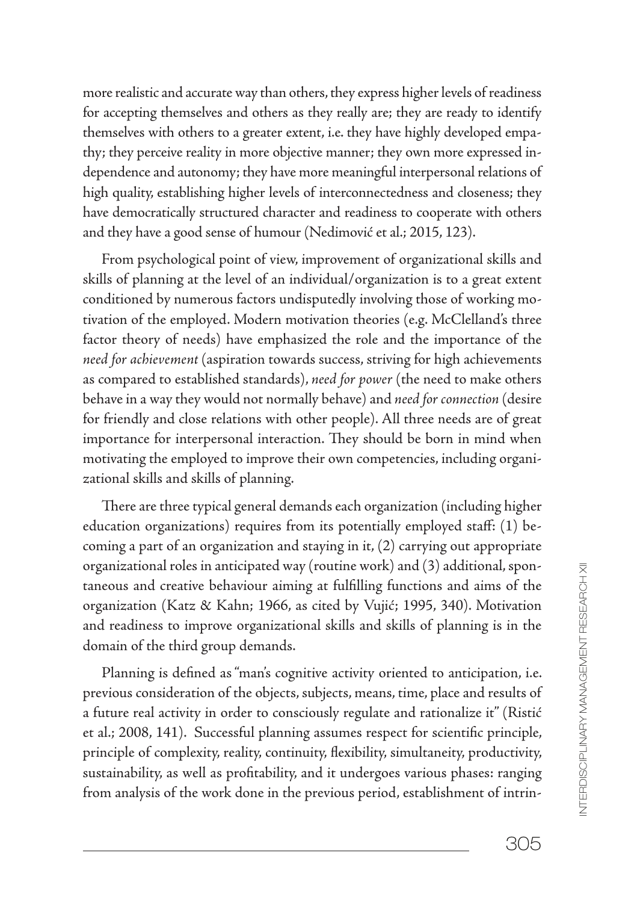more realistic and accurate way than others, they express higher levels of readiness for accepting themselves and others as they really are; they are ready to identify themselves with others to a greater extent, i.e. they have highly developed empathy; they perceive reality in more objective manner; they own more expressed independence and autonomy; they have more meaningful interpersonal relations of high quality, establishing higher levels of interconnectedness and closeness; they have democratically structured character and readiness to cooperate with others and they have a good sense of humour (Nedimović et al.; 2015, 123).

From psychological point of view, improvement of organizational skills and skills of planning at the level of an individual/organization is to a great extent conditioned by numerous factors undisputedly involving those of working motivation of the employed. Modern motivation theories (e.g. McClelland's three factor theory of needs) have emphasized the role and the importance of the *need for achievement* (aspiration towards success, striving for high achievements as compared to established standards), *need for power* (the need to make others behave in a way they would not normally behave) and *need for connection* (desire for friendly and close relations with other people). All three needs are of great importance for interpersonal interaction. They should be born in mind when motivating the employed to improve their own competencies, including organizational skills and skills of planning.

There are three typical general demands each organization (including higher education organizations) requires from its potentially employed staff: (1) becoming a part of an organization and staying in it, (2) carrying out appropriate organizational roles in anticipated way (routine work) and (3) additional, spontaneous and creative behaviour aiming at fulfilling functions and aims of the organization (Katz & Kahn; 1966, as cited by Vujić; 1995, 340). Motivation and readiness to improve organizational skills and skills of planning is in the domain of the third group demands.

Planning is defined as "man's cognitive activity oriented to anticipation, i.e. previous consideration of the objects, subjects, means, time, place and results of a future real activity in order to consciously regulate and rationalize it" (Ristić et al.; 2008, 141). Successful planning assumes respect for scientific principle, principle of complexity, reality, continuity, flexibility, simultaneity, productivity, sustainability, as well as profitability, and it undergoes various phases: ranging from analysis of the work done in the previous period, establishment of intrin-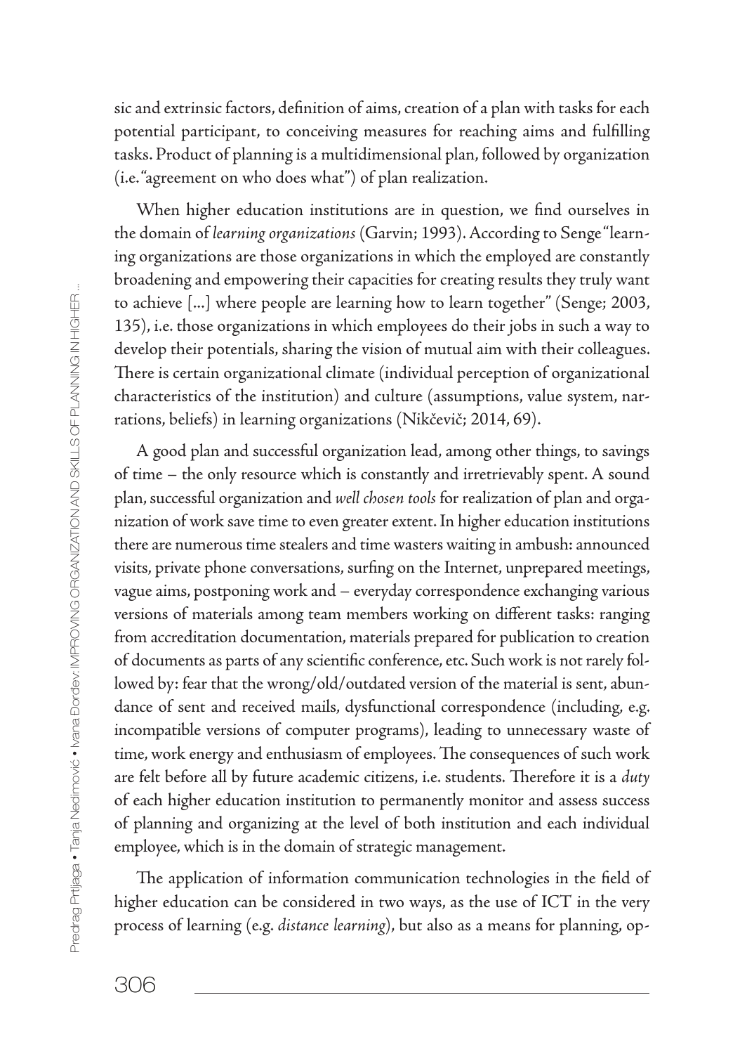sic and extrinsic factors, definition of aims, creation of a plan with tasks for each potential participant, to conceiving measures for reaching aims and fulfilling tasks. Product of planning is a multidimensional plan, followed by organization (i.e. "agreement on who does what") of plan realization.

When higher education institutions are in question, we find ourselves in the domain of *learning organizations* (Garvin; 1993). According to Senge "learning organizations are those organizations in which the employed are constantly broadening and empowering their capacities for creating results they truly want to achieve [...] where people are learning how to learn together" (Senge; 2003, 135), i.e. those organizations in which employees do their jobs in such a way to develop their potentials, sharing the vision of mutual aim with their colleagues. There is certain organizational climate (individual perception of organizational characteristics of the institution) and culture (assumptions, value system, narrations, beliefs) in learning organizations (Nikčevič; 2014, 69).

A good plan and successful organization lead, among other things, to savings of time – the only resource which is constantly and irretrievably spent. A sound plan, successful organization and *well chosen tools* for realization of plan and organization of work save time to even greater extent. In higher education institutions there are numerous time stealers and time wasters waiting in ambush: announced visits, private phone conversations, surfing on the Internet, unprepared meetings, vague aims, postponing work and – everyday correspondence exchanging various versions of materials among team members working on different tasks: ranging from accreditation documentation, materials prepared for publication to creation of documents as parts of any scientific conference, etc. Such work is not rarely followed by: fear that the wrong/old/outdated version of the material is sent, abundance of sent and received mails, dysfunctional correspondence (including, e.g. incompatible versions of computer programs), leading to unnecessary waste of time, work energy and enthusiasm of employees. The consequences of such work are felt before all by future academic citizens, i.e. students. Therefore it is a *duty* of each higher education institution to permanently monitor and assess success of planning and organizing at the level of both institution and each individual employee, which is in the domain of strategic management.

The application of information communication technologies in the field of higher education can be considered in two ways, as the use of ICT in the very process of learning (e.g. *distance learning*), but also as a means for planning, op-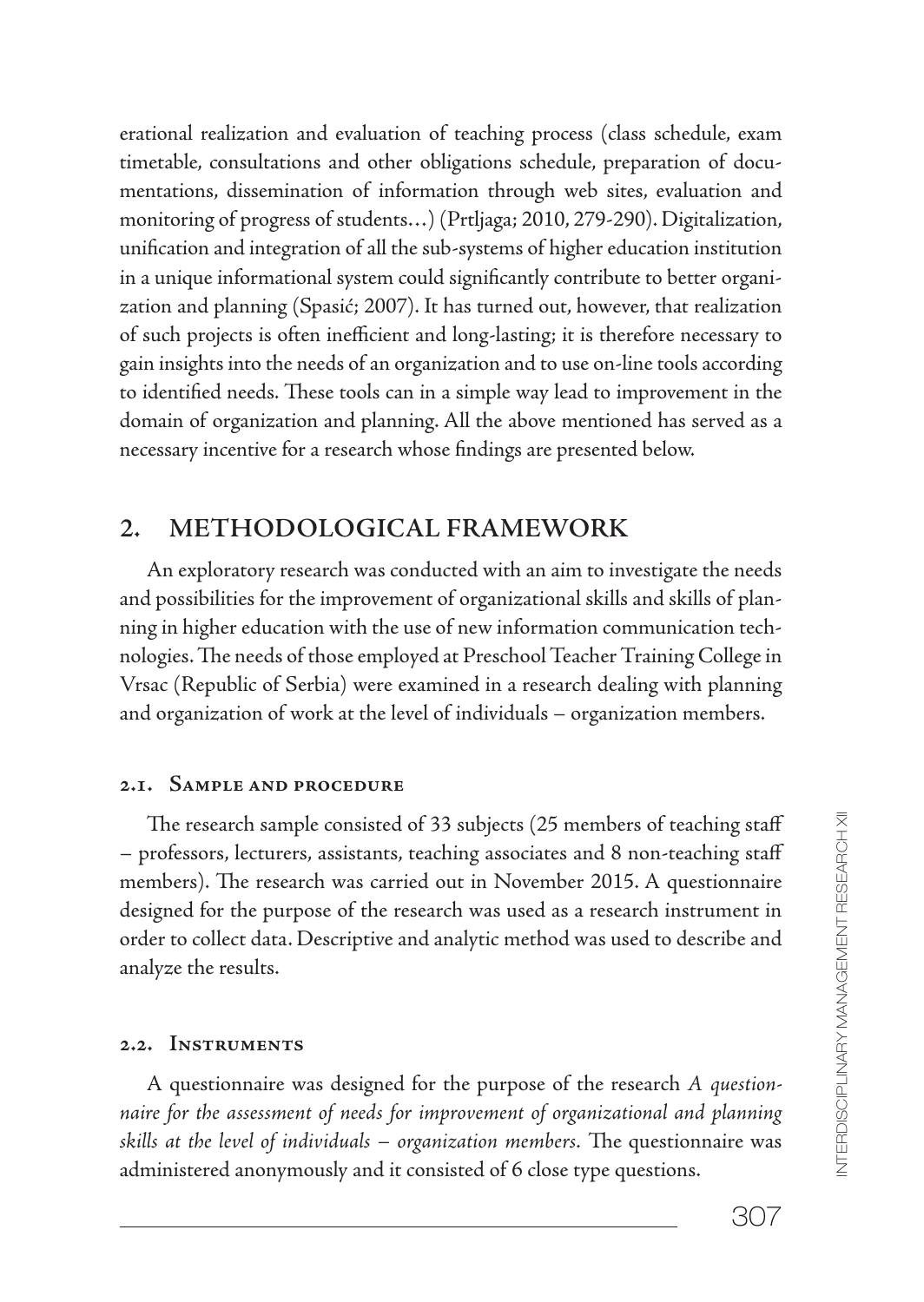erational realization and evaluation of teaching process (class schedule, exam timetable, consultations and other obligations schedule, preparation of documentations, dissemination of information through web sites, evaluation and monitoring of progress of students…) (Prtljaga; 2010, 279-290). Digitalization, unification and integration of all the sub-systems of higher education institution in a unique informational system could significantly contribute to better organization and planning (Spasić; 2007). It has turned out, however, that realization of such projects is often inefficient and long-lasting; it is therefore necessary to gain insights into the needs of an organization and to use on-line tools according to identified needs. These tools can in a simple way lead to improvement in the domain of organization and planning. All the above mentioned has served as a necessary incentive for a research whose findings are presented below.

## 2. METHODOLOGICAL FRAMEWORK

An exploratory research was conducted with an aim to investigate the needs and possibilities for the improvement of organizational skills and skills of planning in higher education with the use of new information communication technologies. The needs of those employed at Preschool Teacher Training College in Vrsac (Republic of Serbia) were examined in a research dealing with planning and organization of work at the level of individuals – organization members.

### 2.1. Sample and procedure

The research sample consisted of 33 subjects (25 members of teaching staff – professors, lecturers, assistants, teaching associates and 8 non-teaching staff members). The research was carried out in November 2015. A questionnaire designed for the purpose of the research was used as a research instrument in order to collect data. Descriptive and analytic method was used to describe and analyze the results.

### 2.2. Instruments

A questionnaire was designed for the purpose of the research *A questionnaire for the assessment of needs for improvement of organizational and planning skills at the level of individuals – organization members.* The questionnaire was administered anonymously and it consisted of 6 close type questions.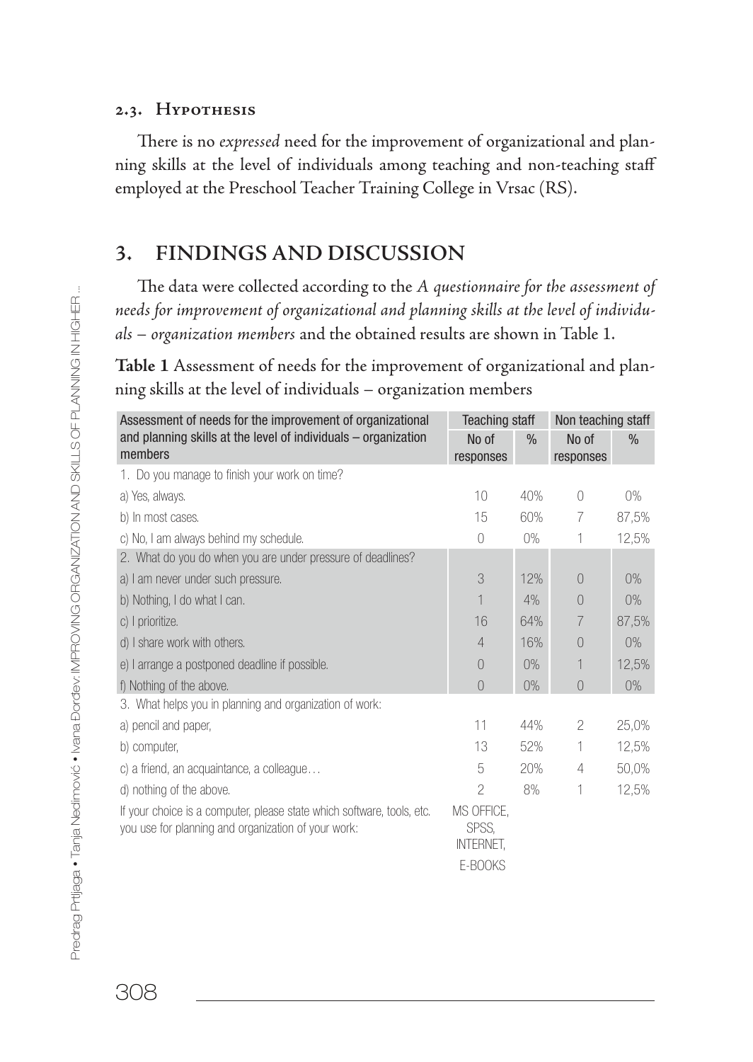### 2.3. Hypothesis

There is no *expressed* need for the improvement of organizational and planning skills at the level of individuals among teaching and non-teaching staff employed at the Preschool Teacher Training College in Vrsac (RS).

## 3. FINDINGS AND DISCUSSION

The data were collected according to the *A questionnaire for the assessment of needs for improvement of organizational and planning skills at the level of individuals – organization members* and the obtained results are shown in Table 1.

**Table 1** Assessment of needs for the improvement of organizational and planning skills at the level of individuals – organization members

| Assessment of needs for the improvement of organizational and planning skills at the level of individuals – organization members | Teaching staff | | Non teaching staff | |
|---|---|---|---|---|
| | No of responses | % | No of responses | % |
| 1. Do you manage to finish your work on time? | | | | |
| a) Yes, always. | 10 | 40% | 0 | 0% |
| b) In most cases. | 15 | 60% | 7 | 87,5% |
| c) No, I am always behind my schedule. | 0 | 0% | 1 | 12,5% |
| 2. What do you do when you are under pressure of deadlines? | | | | |
| a) I am never under such pressure. | 3 | 12% | 0 | 0% |
| b) Nothing, I do what I can. | 1 | 4% | 0 | 0% |
| c) I prioritize. | 16 | 64% | 7 | 87,5% |
| d) I share work with others. | 4 | 16% | 0 | 0% |
| e) I arrange a postponed deadline if possible. | 0 | 0% | 1 | 12,5% |
| f) Nothing of the above. | 0 | 0% | 0 | 0% |
| 3. What helps you in planning and organization of work: | | | | |
| a) pencil and paper, | 11 | 44% | 2 | 25,0% |
| b) computer, | 13 | 52% | 1 | 12,5% |
| c) a friend, an acquaintance, a colleague… | 5 | 20% | 4 | 50,0% |
| d) nothing of the above. | 2 | 8% | 1 | 12,5% |
| If your choice is a computer, please state which software, tools, etc. you use for planning and organization of your work: | MS OFFICE, SPSS, INTERNET, E-BOOKS | | | |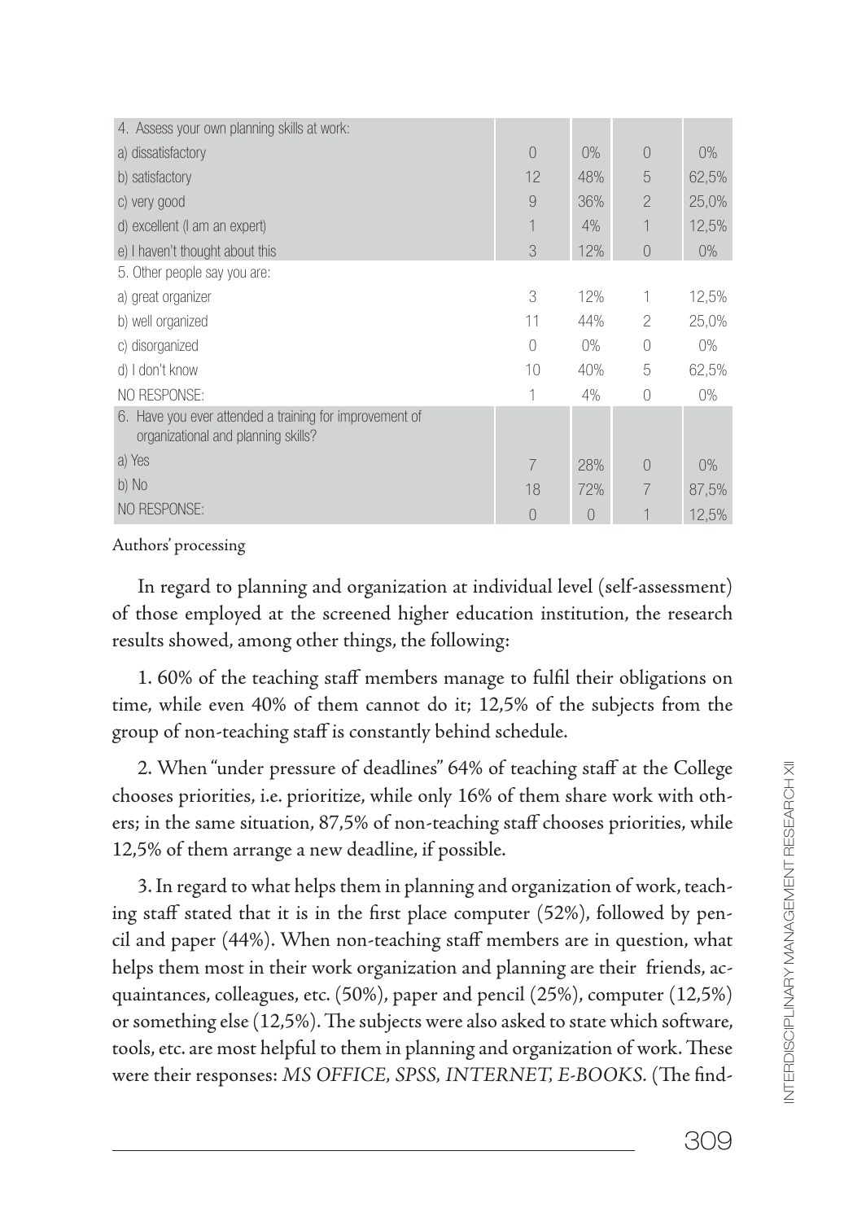| | | | | |
|---|---|---|---|---|
| 4. Assess your own planning skills at work: | | | | |
| a) dissatisfactory | 0 | 0% | 0 | 0% |
| b) satisfactory | 12 | 48% | 5 | 62,5% |
| c) very good | 9 | 36% | 2 | 25,0% |
| d) excellent (I am an expert) | 1 | 4% | 1 | 12,5% |
| e) I haven't thought about this | 3 | 12% | 0 | 0% |
| 5. Other people say you are: | | | | |
| a) great organizer | 3 | 12% | 1 | 12,5% |
| b) well organized | 11 | 44% | 2 | 25,0% |
| c) disorganized | 0 | 0% | 0 | 0% |
| d) I don't know | 10 | 40% | 5 | 62,5% |
| NO RESPONSE: | 1 | 4% | 0 | 0% |
| 6. Have you ever attended a training for improvement of organizational and planning skills? | | | | |
| a) Yes | 7 | 28% | 0 | 0% |
| b) No | 18 | 72% | 7 | 87,5% |
| NO RESPONSE: | 0 | 0 | 1 | 12,5% |

Authors' processing

In regard to planning and organization at individual level (self-assessment) of those employed at the screened higher education institution, the research results showed, among other things, the following:

1. 60% of the teaching staff members manage to fulfil their obligations on time, while even 40% of them cannot do it; 12,5% of the subjects from the group of non-teaching staff is constantly behind schedule.

2. When "under pressure of deadlines" 64% of teaching staff at the College chooses priorities, i.e. prioritize, while only 16% of them share work with others; in the same situation, 87,5% of non-teaching staff chooses priorities, while 12,5% of them arrange a new deadline, if possible.

3. In regard to what helps them in planning and organization of work, teaching staff stated that it is in the first place computer (52%), followed by pencil and paper (44%). When non-teaching staff members are in question, what helps them most in their work organization and planning are their friends, acquaintances, colleagues, etc. (50%), paper and pencil (25%), computer (12,5%) or something else (12,5%). The subjects were also asked to state which software, tools, etc. are most helpful to them in planning and organization of work. These were their responses: *MS OFFICE, SPSS, INTERNET, E-BOOKS.* (The find-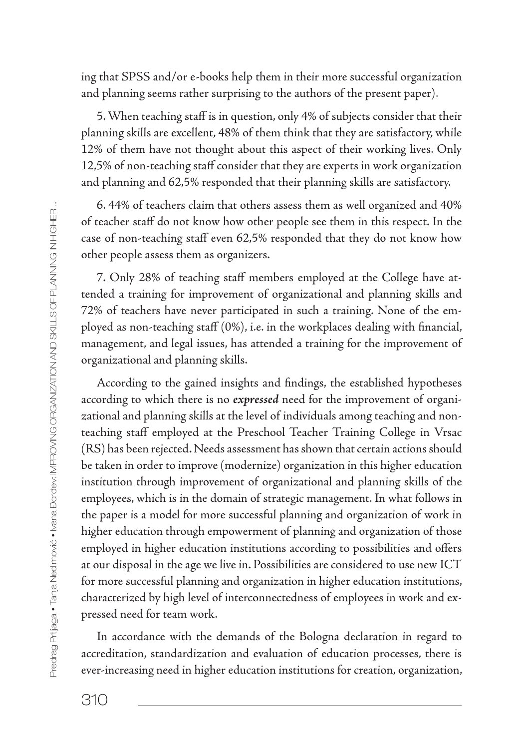ing that SPSS and/or e-books help them in their more successful organization and planning seems rather surprising to the authors of the present paper).

5. When teaching staff is in question, only 4% of subjects consider that their planning skills are excellent, 48% of them think that they are satisfactory, while 12% of them have not thought about this aspect of their working lives. Only 12,5% of non-teaching staff consider that they are experts in work organization and planning and 62,5% responded that their planning skills are satisfactory.

6. 44% of teachers claim that others assess them as well organized and 40% of teacher staff do not know how other people see them in this respect. In the case of non-teaching staff even 62,5% responded that they do not know how other people assess them as organizers.

7. Only 28% of teaching staff members employed at the College have attended a training for improvement of organizational and planning skills and 72% of teachers have never participated in such a training. None of the employed as non-teaching staff (0%), i.e. in the workplaces dealing with financial, management, and legal issues, has attended a training for the improvement of organizational and planning skills.

According to the gained insights and findings, the established hypotheses according to which there is no ***expressed*** need for the improvement of organizational and planning skills at the level of individuals among teaching and non-teaching staff employed at the Preschool Teacher Training College in Vrsac (RS) has been rejected. Needs assessment has shown that certain actions should be taken in order to improve (modernize) organization in this higher education institution through improvement of organizational and planning skills of the employees, which is in the domain of strategic management. In what follows in the paper is a model for more successful planning and organization of work in higher education through empowerment of planning and organization of those employed in higher education institutions according to possibilities and offers at our disposal in the age we live in. Possibilities are considered to use new ICT for more successful planning and organization in higher education institutions, characterized by high level of interconnectedness of employees in work and expressed need for team work.

In accordance with the demands of the Bologna declaration in regard to accreditation, standardization and evaluation of education processes, there is ever-increasing need in higher education institutions for creation, organization,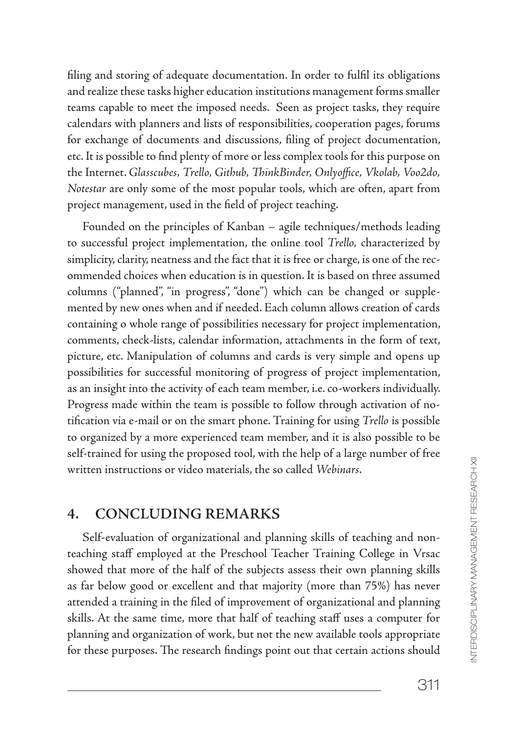filing and storing of adequate documentation. In order to fulfil its obligations and realize these tasks higher education institutions management forms smaller teams capable to meet the imposed needs. Seen as project tasks, they require calendars with planners and lists of responsibilities, cooperation pages, forums for exchange of documents and discussions, filing of project documentation, etc. It is possible to find plenty of more or less complex tools for this purpose on the Internet. *Glasscubes, Trello, Github, ThinkBinder, Onlyoffice, Vkolab, Voo2do, Notestar* are only some of the most popular tools, which are often, apart from project management, used in the field of project teaching.

Founded on the principles of Kanban – agile techniques/methods leading to successful project implementation, the online tool *Trello*, characterized by simplicity, clarity, neatness and the fact that it is free or charge, is one of the recommended choices when education is in question. It is based on three assumed columns ("planned", "in progress", "done") which can be changed or supplemented by new ones when and if needed. Each column allows creation of cards containing o whole range of possibilities necessary for project implementation, comments, check-lists, calendar information, attachments in the form of text, picture, etc. Manipulation of columns and cards is very simple and opens up possibilities for successful monitoring of progress of project implementation, as an insight into the activity of each team member, i.e. co-workers individually. Progress made within the team is possible to follow through activation of notification via e-mail or on the smart phone. Training for using *Trello* is possible to organized by a more experienced team member, and it is also possible to be self-trained for using the proposed tool, with the help of a large number of free written instructions or video materials, the so called *Webinars*.

## 4. CONCLUDING REMARKS

Self-evaluation of organizational and planning skills of teaching and non-teaching staff employed at the Preschool Teacher Training College in Vrsac showed that more of the half of the subjects assess their own planning skills as far below good or excellent and that majority (more than 75%) has never attended a training in the filed of improvement of organizational and planning skills. At the same time, more that half of teaching staff uses a computer for planning and organization of work, but not the new available tools appropriate for these purposes. The research findings point out that certain actions should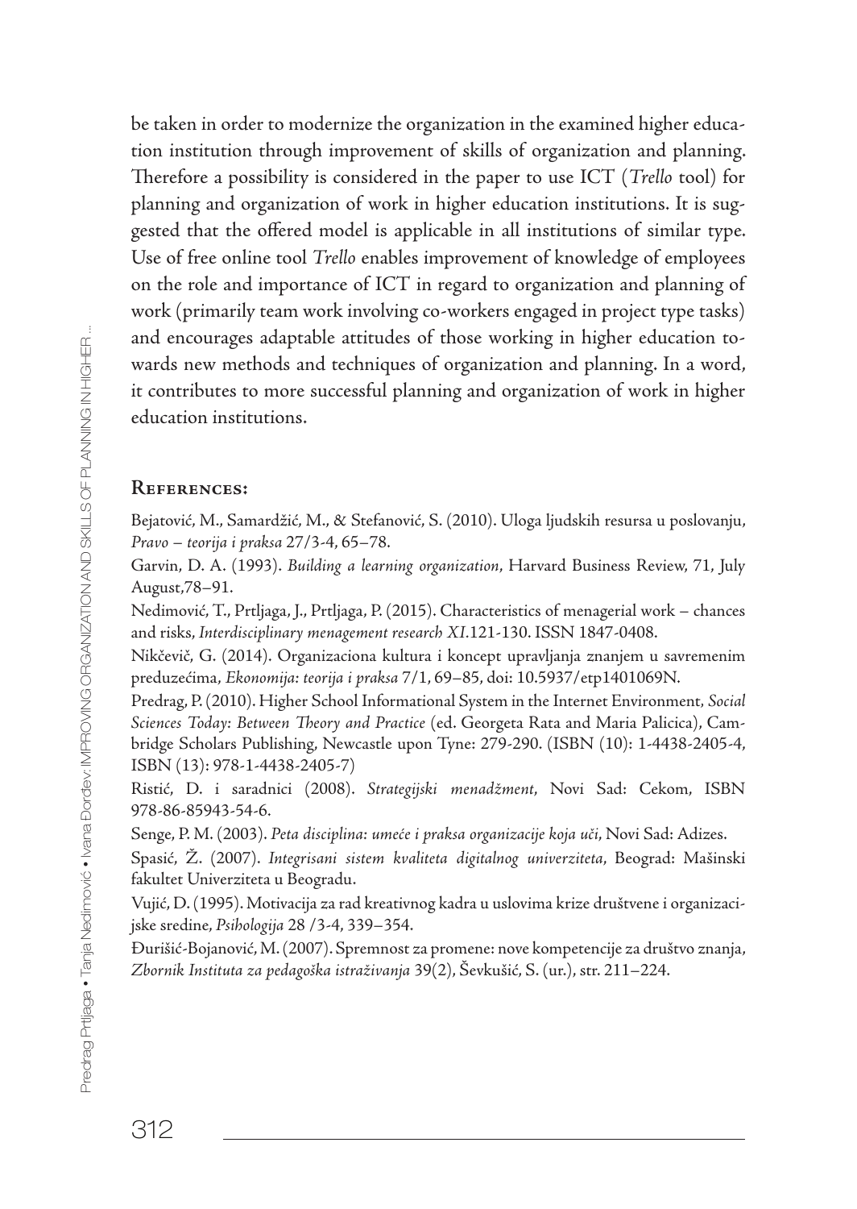be taken in order to modernize the organization in the examined higher education institution through improvement of skills of organization and planning. Therefore a possibility is considered in the paper to use ICT (*Trello* tool) for planning and organization of work in higher education institutions. It is suggested that the offered model is applicable in all institutions of similar type. Use of free online tool *Trello* enables improvement of knowledge of employees on the role and importance of ICT in regard to organization and planning of work (primarily team work involving co-workers engaged in project type tasks) and encourages adaptable attitudes of those working in higher education towards new methods and techniques of organization and planning. In a word, it contributes to more successful planning and organization of work in higher education institutions.

## References:

Bejatović, M., Samardžić, M., & Stefanović, S. (2010). Uloga ljudskih resursa u poslovanju, *Pravo – teorija i praksa* 27/3-4, 65–78.

Garvin, D. A. (1993). *Building a learning organization*, Harvard Business Review, 71, July August,78–91.

Nedimović, T., Prtljaga, J., Prtljaga, P. (2015). Characteristics of menagerial work – chances and risks, *Interdisciplinary menagement research XI*.121-130. ISSN 1847-0408.

Nikčevič, G. (2014). Organizaciona kultura i koncept upravljanja znanjem u savremenim preduzećima, *Ekonomija: teorija i praksa* 7/1, 69–85, doi: 10.5937/etp1401069N.

Predrag, P. (2010). Higher School Informational System in the Internet Environment*, Social Sciences Today: Between Theory and Practice* (ed. Georgeta Rata and Maria Palicica), Cambridge Scholars Publishing, Newcastle upon Tyne: 279-290. (ISBN (10): 1-4438-2405-4, ISBN (13): 978-1-4438-2405-7)

Ristić, D. i saradnici (2008). *Strategijski menadžment*, Novi Sad: Cekom, ISBN 978-86-85943-54-6.

Senge, P. M. (2003). *Peta disciplina: umeće i praksa organizacije koja uči*, Novi Sad: Adizes.

Spasić, Ž. (2007). *Integrisani sistem kvaliteta digitalnog univerziteta*, Beograd: Mašinski fakultet Univerziteta u Beogradu.

Vujić, D. (1995). Motivacija za rad kreativnog kadra u uslovima krize društvene i organizacijske sredine, *Psihologija* 28 /3-4, 339–354.

Đurišić-Bojanović, M. (2007). Spremnost za promene: nove kompetencije za društvo znanja, *Zbornik Instituta za pedagoška istraživanja* 39(2), Ševkušić, S. (ur.), str. 211–224.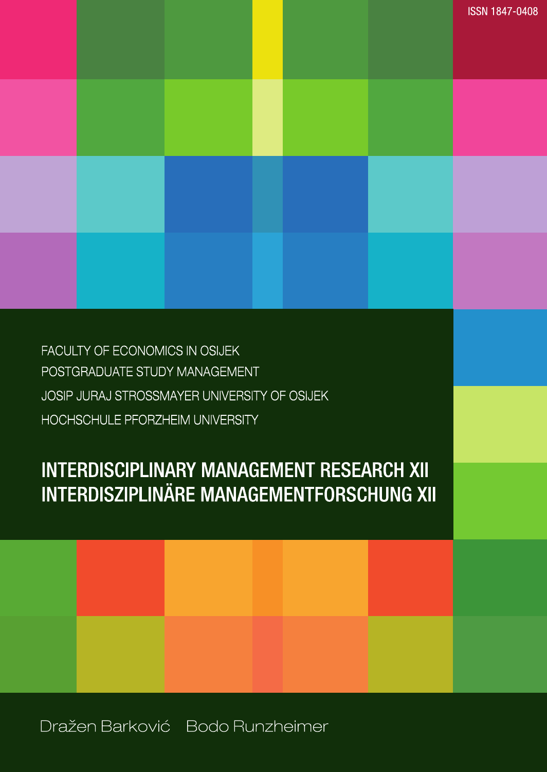ISSN 1847-0408

FACULTY OF ECONOMICS IN OSIJEK
POSTGRADUATE STUDY MANAGEMENT
JOSIP JURAJ STROSSMAYER UNIVERSITY OF OSIJEK
HOCHSCHULE PFORZHEIM UNIVERSITY

# INTERDISCIPLINARY MANAGEMENT RESEARCH XII
# INTERDISZIPLINÄRE MANAGEMENTFORSCHUNG XII

Dražen Barković Bodo Runzheimer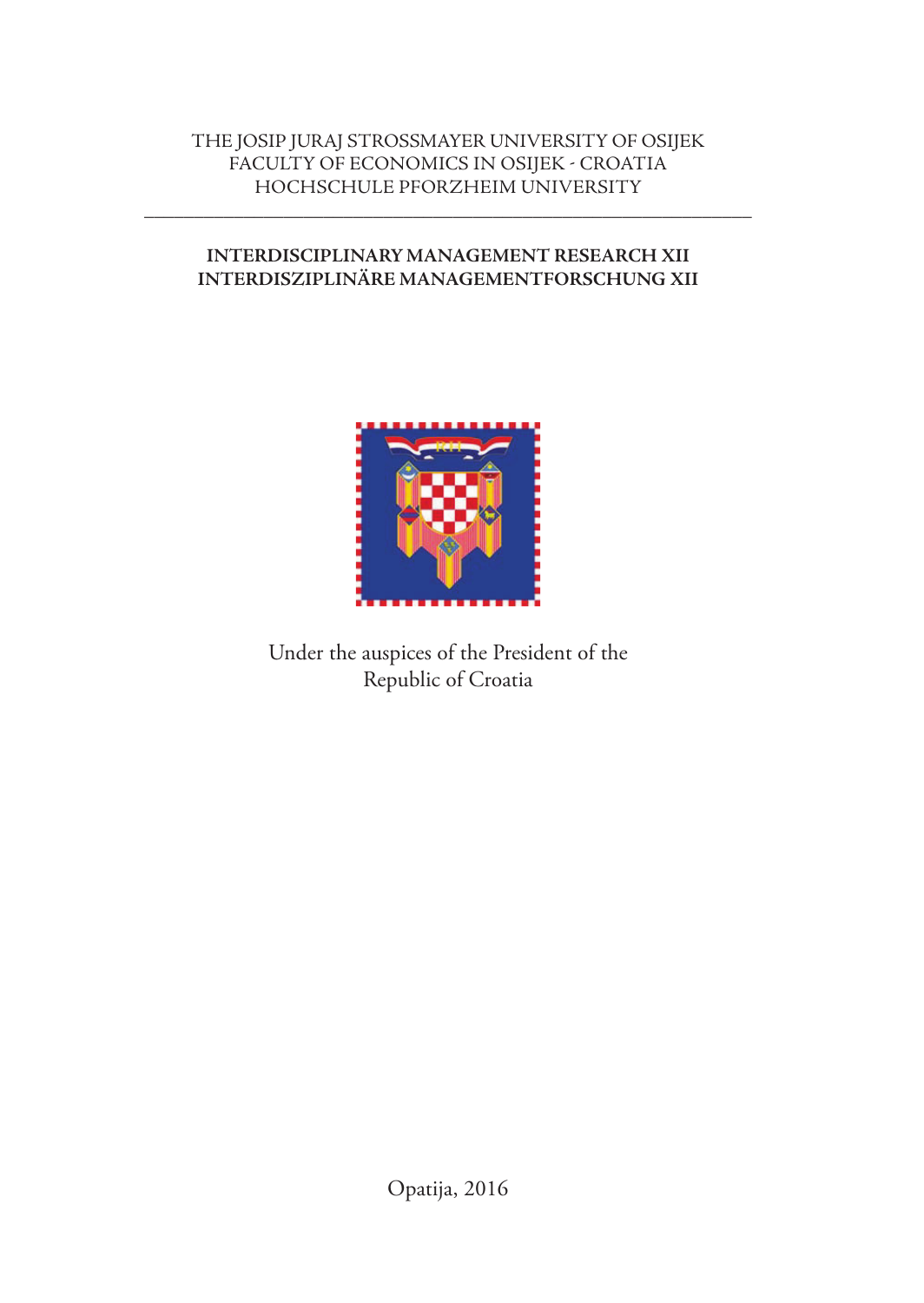THE JOSIP JURAJ STROSSMAYER UNIVERSITY OF OSIJEK
FACULTY OF ECONOMICS IN OSIJEK - CROATIA
HOCHSCHULE PFORZHEIM UNIVERSITY

---

**INTERDISCIPLINARY MANAGEMENT RESEARCH XII**
**INTERDISZIPLINÄRE MANAGEMENTFORSCHUNG XII**

Under the auspices of the President of the Republic of Croatia

Opatija, 2016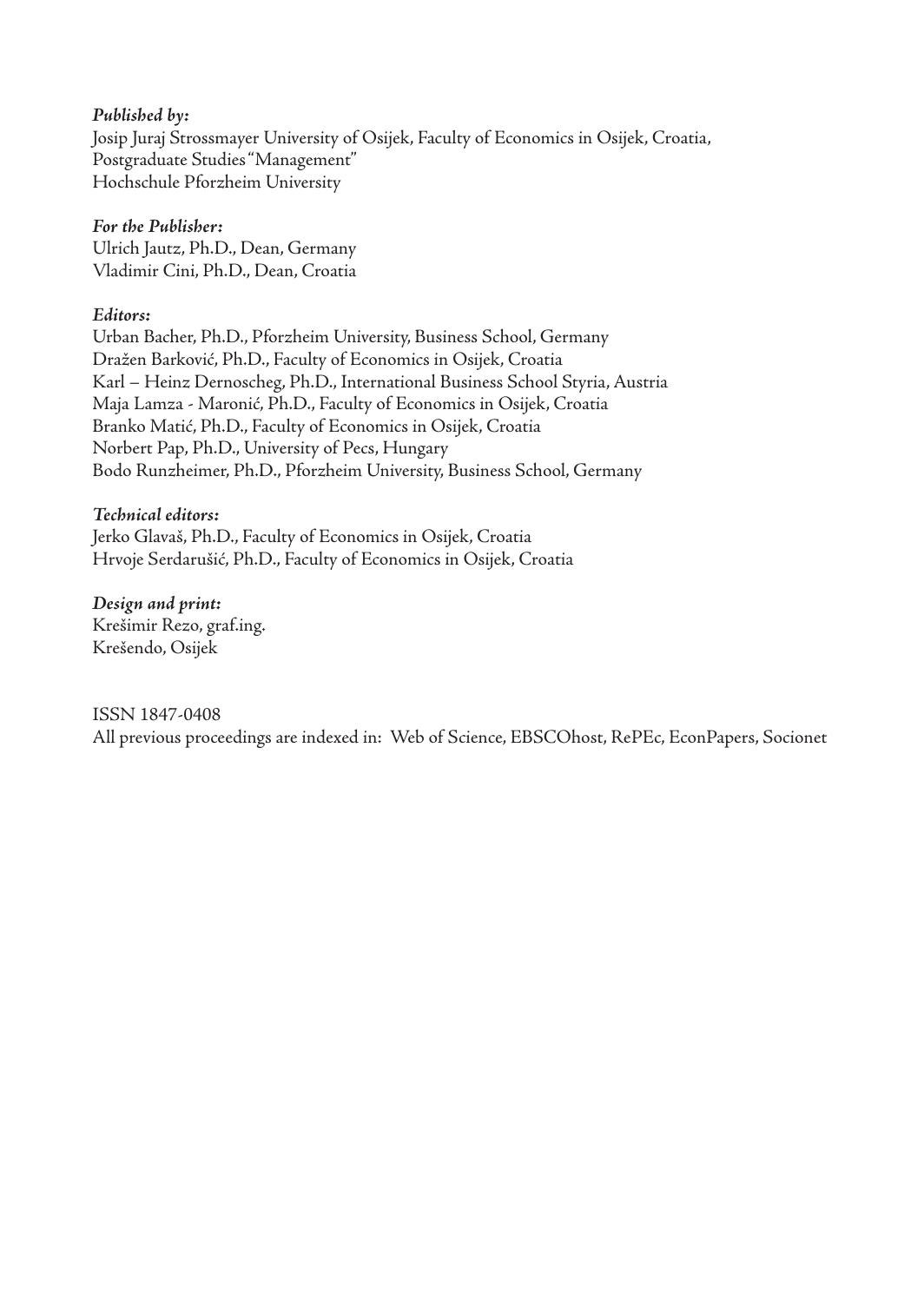***Published by:***
Josip Juraj Strossmayer University of Osijek, Faculty of Economics in Osijek, Croatia,
Postgraduate Studies "Management"
Hochschule Pforzheim University

***For the Publisher:***
Ulrich Jautz, Ph.D., Dean, Germany
Vladimir Cini, Ph.D., Dean, Croatia

***Editors:***
Urban Bacher, Ph.D., Pforzheim University, Business School, Germany
Dražen Barković, Ph.D., Faculty of Economics in Osijek, Croatia
Karl – Heinz Dernoscheg, Ph.D., International Business School Styria, Austria
Maja Lamza - Maronić, Ph.D., Faculty of Economics in Osijek, Croatia
Branko Matić, Ph.D., Faculty of Economics in Osijek, Croatia
Norbert Pap, Ph.D., University of Pecs, Hungary
Bodo Runzheimer, Ph.D., Pforzheim University, Business School, Germany

***Technical editors:***
Jerko Glavaš, Ph.D., Faculty of Economics in Osijek, Croatia
Hrvoje Serdarušić, Ph.D., Faculty of Economics in Osijek, Croatia

***Design and print:***
Krešimir Rezo, graf.ing.
Krešendo, Osijek

ISSN 1847-0408
All previous proceedings are indexed in: Web of Science, EBSCOhost, RePEc, EconPapers, Socionet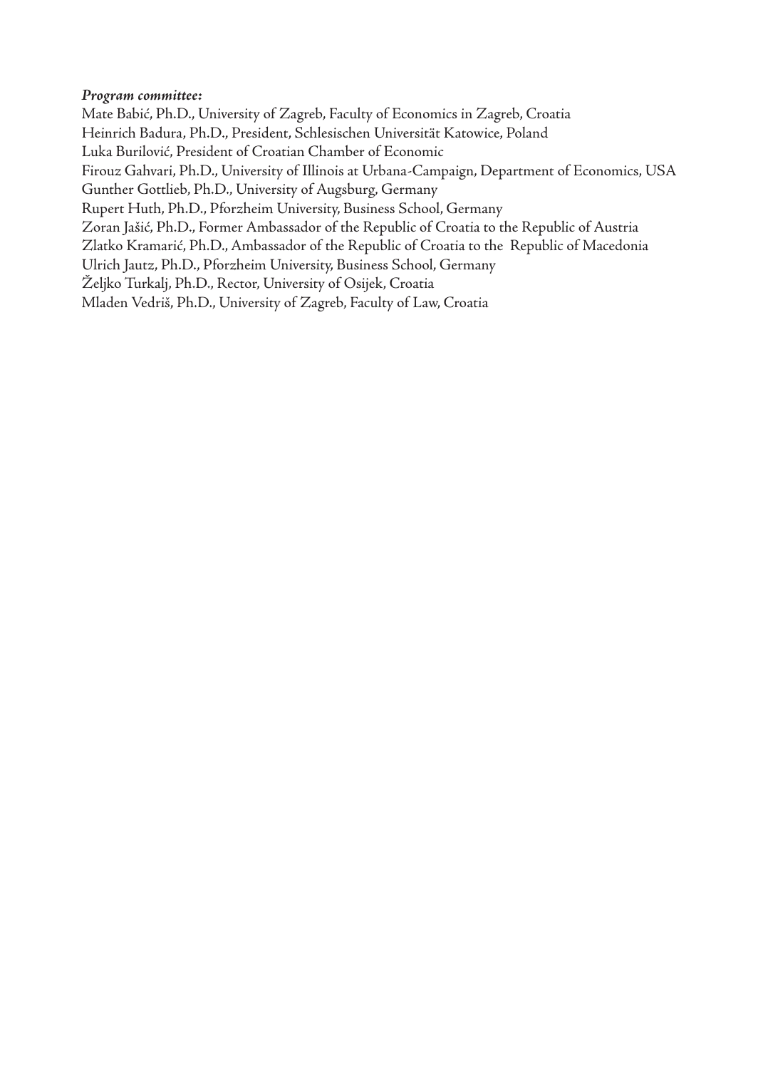***Program committee:***

Mate Babić, Ph.D., University of Zagreb, Faculty of Economics in Zagreb, Croatia
Heinrich Badura, Ph.D., President, Schlesischen Universität Katowice, Poland
Luka Burilović, President of Croatian Chamber of Economic
Firouz Gahvari, Ph.D., University of Illinois at Urbana-Campaign, Department of Economics, USA
Gunther Gottlieb, Ph.D., University of Augsburg, Germany
Rupert Huth, Ph.D., Pforzheim University, Business School, Germany
Zoran Jašić, Ph.D., Former Ambassador of the Republic of Croatia to the Republic of Austria
Zlatko Kramarić, Ph.D., Ambassador of the Republic of Croatia to the Republic of Macedonia
Ulrich Jautz, Ph.D., Pforzheim University, Business School, Germany
Željko Turkalj, Ph.D., Rector, University of Osijek, Croatia
Mladen Vedriš, Ph.D., University of Zagreb, Faculty of Law, Croatia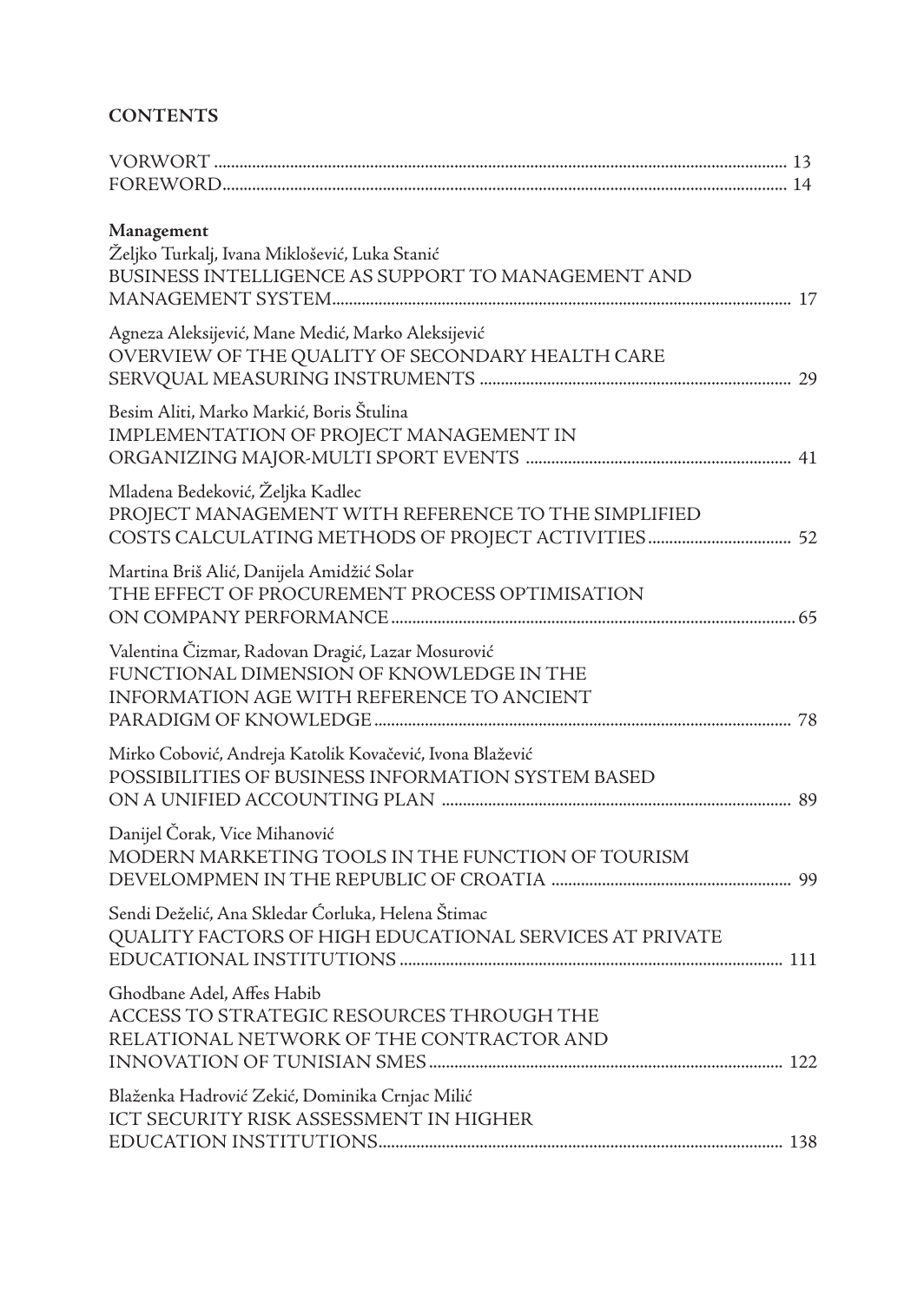**CONTENTS**

VORWORT ........................................................................................................................................ 13
FOREWORD..................................................................................................................................... 14

**Management**

Željko Turkalj, Ivana Miklošević, Luka Stanić
BUSINESS INTELLIGENCE AS SUPPORT TO MANAGEMENT AND MANAGEMENT SYSTEM............................................................................................................ 17

Agneza Aleksijević, Mane Medić, Marko Aleksijević
OVERVIEW OF THE QUALITY OF SECONDARY HEALTH CARE SERVQUAL MEASURING INSTRUMENTS .......................................................................... 29

Besim Aliti, Marko Markić, Boris Štulina
IMPLEMENTATION OF PROJECT MANAGEMENT IN ORGANIZING MAJOR-MULTI SPORT EVENTS ............................................................... 41

Mladena Bedeković, Željka Kadlec
PROJECT MANAGEMENT WITH REFERENCE TO THE SIMPLIFIED COSTS CALCULATING METHODS OF PROJECT ACTIVITIES................................... 52

Martina Briš Alić, Danijela Amidžić Solar
THE EFFECT OF PROCUREMENT PROCESS OPTIMISATION ON COMPANY PERFORMANCE................................................................................................ 65

Valentina Čizmar, Radovan Dragić, Lazar Mosurović
FUNCTIONAL DIMENSION OF KNOWLEDGE IN THE INFORMATION AGE WITH REFERENCE TO ANCIENT PARADIGM OF KNOWLEDGE.................................................................................................... 78

Mirko Cobović, Andreja Katolik Kovačević, Ivona Blažević
POSSIBILITIES OF BUSINESS INFORMATION SYSTEM BASED ON A UNIFIED ACCOUNTING PLAN ................................................................................... 89

Danijel Čorak, Vice Mihanović
MODERN MARKETING TOOLS IN THE FUNCTION OF TOURISM DEVELOMPMEN IN THE REPUBLIC OF CROATIA ......................................................... 99

Sendi Deželić, Ana Skledar Ćorluka, Helena Štimac
QUALITY FACTORS OF HIGH EDUCATIONAL SERVICES AT PRIVATE EDUCATIONAL INSTITUTIONS .......................................................................................... 111

Ghodbane Adel, Affes Habib
ACCESS TO STRATEGIC RESOURCES THROUGH THE RELATIONAL NETWORK OF THE CONTRACTOR AND INNOVATION OF TUNISIAN SMES.................................................................................... 122

Blaženka Hadrović Zekić, Dominika Crnjac Milić
ICT SECURITY RISK ASSESSMENT IN HIGHER EDUCATION INSTITUTIONS................................................................................................ 138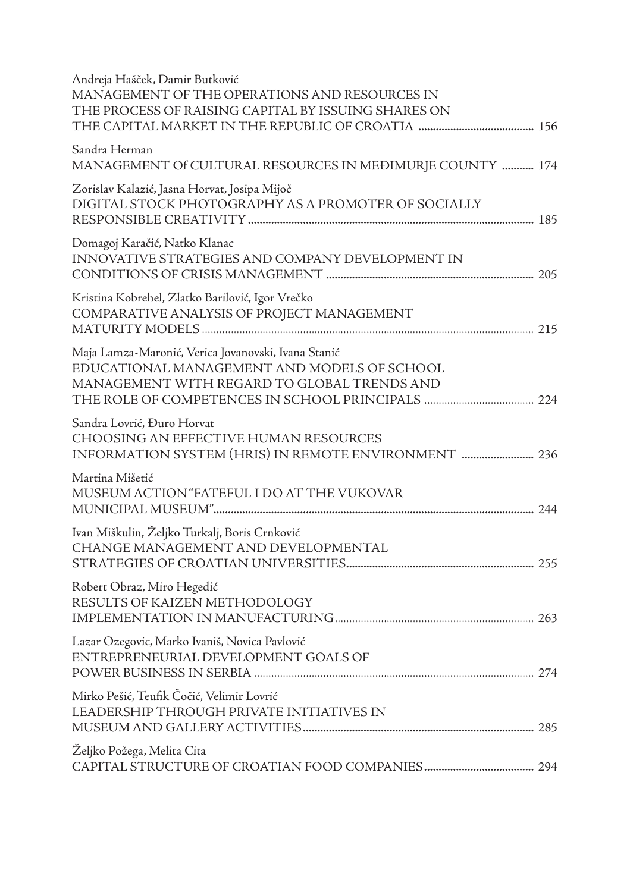Andreja Haščk, Damir Butković
MANAGEMENT OF THE OPERATIONS AND RESOURCES IN THE PROCESS OF RAISING CAPITAL BY ISSUING SHARES ON THE CAPITAL MARKET IN THE REPUBLIC OF CROATIA ........................................ 156

Sandra Herman
MANAGEMENT Of CULTURAL RESOURCES IN MEĐIMURJE COUNTY ........... 174

Zorislav Kalazić, Jasna Horvat, Josipa Mijoč
DIGITAL STOCK PHOTOGRAPHY AS A PROMOTER OF SOCIALLY RESPONSIBLE CREATIVITY .................................................................................................. 185

Domagoj Karačić, Natko Klanac
INNOVATIVE STRATEGIES AND COMPANY DEVELOPMENT IN CONDITIONS OF CRISIS MANAGEMENT ....................................................................... 205

Kristina Kobrehel, Zlatko Barilović, Igor Vrečko
COMPARATIVE ANALYSIS OF PROJECT MANAGEMENT MATURITY MODELS .................................................................................................................. 215

Maja Lamza-Maronić, Verica Jovanovski, Ivana Stanić
EDUCATIONAL MANAGEMENT AND MODELS OF SCHOOL MANAGEMENT WITH REGARD TO GLOBAL TRENDS AND THE ROLE OF COMPETENCES IN SCHOOL PRINCIPALS ...................................... 224

Sandra Lovrić, Đuro Horvat
CHOOSING AN EFFECTIVE HUMAN RESOURCES INFORMATION SYSTEM (HRIS) IN REMOTE ENVIRONMENT ......................... 236

Martina Mišetić
MUSEUM ACTION "FATEFUL I DO AT THE VUKOVAR MUNICIPAL MUSEUM"............................................................................................................. 244

Ivan Miškulin, Željko Turkalj, Boris Crnković
CHANGE MANAGEMENT AND DEVELOPMENTAL STRATEGIES OF CROATIAN UNIVERSITIES................................................................. 255

Robert Obraz, Miro Hegedić
RESULTS OF KAIZEN METHODOLOGY IMPLEMENTATION IN MANUFACTURING..................................................................... 263

Lazar Ozegovic, Marko Ivaniš, Novica Pavlović
ENTREPRENEURIAL DEVELOPMENT GOALS OF POWER BUSINESS IN SERBIA ................................................................................................ 274

Mirko Pešić, Teufik Čočić, Velimir Lovrić
LEADERSHIP THROUGH PRIVATE INITIATIVES IN MUSEUM AND GALLERY ACTIVITIES................................................................................ 285

Željko Požega, Melita Cita
CAPITAL STRUCTURE OF CROATIAN FOOD COMPANIES...................................... 294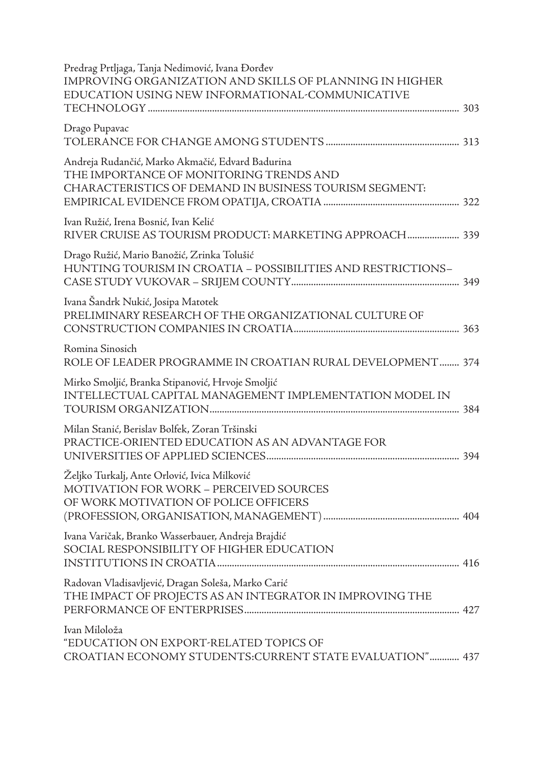Predrag Prtljaga, Tanja Nedimović, Ivana Đorđev
IMPROVING ORGANIZATION AND SKILLS OF PLANNING IN HIGHER EDUCATION USING NEW INFORMATIONAL-COMMUNICATIVE TECHNOLOGY ............................................................................................................................ 303

Drago Pupavac
TOLERANCE FOR CHANGE AMONG STUDENTS ..................................................... 313

Andreja Rudančić, Marko Akmačić, Edvard Badurina
THE IMPORTANCE OF MONITORING TRENDS AND CHARACTERISTICS OF DEMAND IN BUSINESS TOURISM SEGMENT: EMPIRICAL EVIDENCE FROM OPATIJA, CROATIA ...................................................... 322

Ivan Ružić, Irena Bosnić, Ivan Kelić
RIVER CRUISE AS TOURISM PRODUCT: MARKETING APPROACH..................... 339

Drago Ružić, Mario Banožić, Zrinka Tolušić
HUNTING TOURISM IN CROATIA – POSSIBILITIES AND RESTRICTIONS– CASE STUDY VUKOVAR – SRIJEM COUNTY.................................................................... 349

Ivana Šandrk Nukić, Josipa Matotek
PRELIMINARY RESEARCH OF THE ORGANIZATIONAL CULTURE OF CONSTRUCTION COMPANIES IN CROATIA.................................................................. 363

Romina Sinosich
ROLE OF LEADER PROGRAMME IN CROATIAN RURAL DEVELOPMENT........ 374

Mirko Smoljić, Branka Stipanović, Hrvoje Smoljić
INTELLECTUAL CAPITAL MANAGEMENT IMPLEMENTATION MODEL IN TOURISM ORGANIZATION.................................................................................................... 384

Milan Stanić, Berislav Bolfek, Zoran Tršinski
PRACTICE-ORIENTED EDUCATION AS AN ADVANTAGE FOR UNIVERSITIES OF APPLIED SCIENCES............................................................................. 394

Željko Turkalj, Ante Orlović, Ivica Milković
MOTIVATION FOR WORK – PERCEIVED SOURCES OF WORK MOTIVATION OF POLICE OFFICERS (PROFESSION, ORGANISATION, MANAGEMENT)....................................................... 404

Ivana Varičak, Branko Wasserbauer, Andreja Brajdić
SOCIAL RESPONSIBILITY OF HIGHER EDUCATION INSTITUTIONS IN CROATIA................................................................................................. 416

Radovan Vladisavljević, Dragan Soleša, Marko Carić
THE IMPACT OF PROJECTS AS AN INTEGRATOR IN IMPROVING THE PERFORMANCE OF ENTERPRISES...................................................................................... 427

Ivan Miloloža
"EDUCATION ON EXPORT-RELATED TOPICS OF CROATIAN ECONOMY STUDENTS:CURRENT STATE EVALUATION"............ 437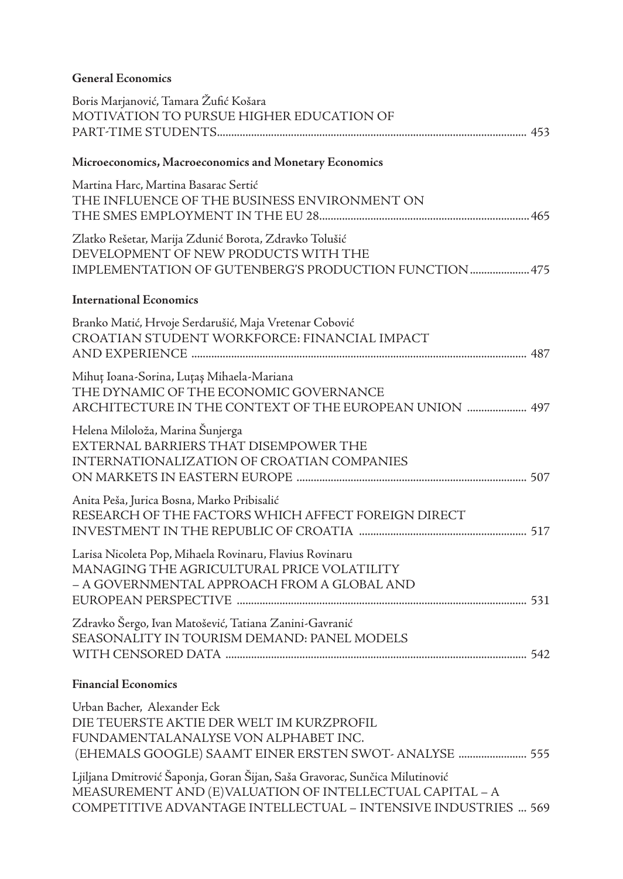**General Economics**

Boris Marjanović, Tamara Žufić Košara
MOTIVATION TO PURSUE HIGHER EDUCATION OF PART-TIME STUDENTS............ 453

**Microeconomics, Macroeconomics and Monetary Economics**

Martina Harc, Martina Basarac Sertić
THE INFLUENCE OF THE BUSINESS ENVIRONMENT ON THE SMES EMPLOYMENT IN THE EU 28............ 465

Zlatko Rešetar, Marija Zdunić Borota, Zdravko Tolušić
DEVELOPMENT OF NEW PRODUCTS WITH THE IMPLEMENTATION OF GUTENBERG'S PRODUCTION FUNCTION............ 475

**International Economics**

Branko Matić, Hrvoje Serdarušić, Maja Vretenar Cobović
CROATIAN STUDENT WORKFORCE: FINANCIAL IMPACT AND EXPERIENCE ............ 487

Mihuț Ioana-Sorina, Luțaș Mihaela-Mariana
THE DYNAMIC OF THE ECONOMIC GOVERNANCE ARCHITECTURE IN THE CONTEXT OF THE EUROPEAN UNION ............ 497

Helena Miloloža, Marina Šunjerga
EXTERNAL BARRIERS THAT DISEMPOWER THE INTERNATIONALIZATION OF CROATIAN COMPANIES ON MARKETS IN EASTERN EUROPE ............ 507

Anita Peša, Jurica Bosna, Marko Pribisalić
RESEARCH OF THE FACTORS WHICH AFFECT FOREIGN DIRECT INVESTMENT IN THE REPUBLIC OF CROATIA ............ 517

Larisa Nicoleta Pop, Mihaela Rovinaru, Flavius Rovinaru
MANAGING THE AGRICULTURAL PRICE VOLATILITY – A GOVERNMENTAL APPROACH FROM A GLOBAL AND EUROPEAN PERSPECTIVE ............ 531

Zdravko Šergo, Ivan Matošević, Tatiana Zanini-Gavranić
SEASONALITY IN TOURISM DEMAND: PANEL MODELS WITH CENSORED DATA ............ 542

**Financial Economics**

Urban Bacher, Alexander Eck
DIE TEUERSTE AKTIE DER WELT IM KURZPROFIL FUNDAMENTALANALYSE VON ALPHABET INC. (EHEMALS GOOGLE) SAAMT EINER ERSTEN SWOT- ANALYSE ............ 555

Ljiljana Dmitrović Šaponja, Goran Šijan, Saša Gravorac, Sunčica Milutinović
MEASUREMENT AND (E)VALUATION OF INTELLECTUAL CAPITAL – A COMPETITIVE ADVANTAGE INTELLECTUAL – INTENSIVE INDUSTRIES ... 569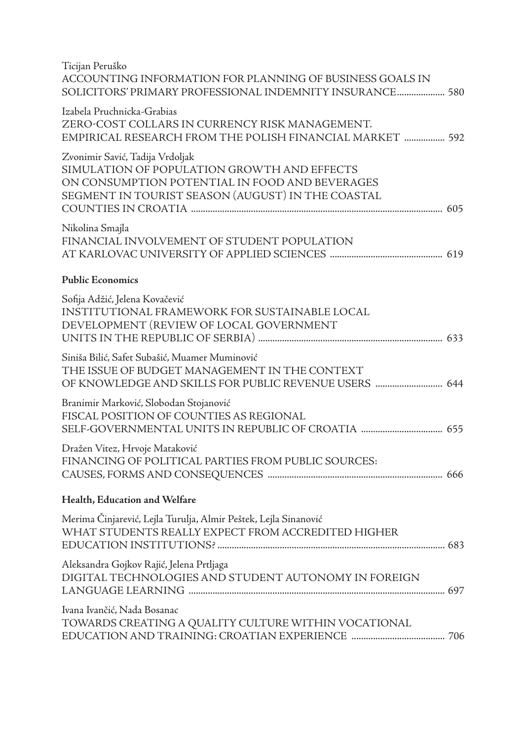Ticijan Peruško
ACCOUNTING INFORMATION FOR PLANNING OF BUSINESS GOALS IN SOLICITORS' PRIMARY PROFESSIONAL INDEMNITY INSURANCE.................... 580

Izabela Pruchnicka-Grabias
ZERO-COST COLLARS IN CURRENCY RISK MANAGEMENT. EMPIRICAL RESEARCH FROM THE POLISH FINANCIAL MARKET ................. 592

Zvonimir Savić, Tadija Vrdoljak
SIMULATION OF POPULATION GROWTH AND EFFECTS ON CONSUMPTION POTENTIAL IN FOOD AND BEVERAGES SEGMENT IN TOURIST SEASON (AUGUST) IN THE COASTAL COUNTIES IN CROATIA ........................................................................................................ 605

Nikolina Smajla
FINANCIAL INVOLVEMENT OF STUDENT POPULATION AT KARLOVAC UNIVERSITY OF APPLIED SCIENCES ............................................... 619

**Public Economics**

Sofija Adžić, Jelena Kovačević
INSTITUTIONAL FRAMEWORK FOR SUSTAINABLE LOCAL DEVELOPMENT (REVIEW OF LOCAL GOVERNMENT UNITS IN THE REPUBLIC OF SERBIA) ............................................................................ 633

Siniša Bilić, Safet Subašić, Muamer Muminović
THE ISSUE OF BUDGET MANAGEMENT IN THE CONTEXT OF KNOWLEDGE AND SKILLS FOR PUBLIC REVENUE USERS ............................ 644

Branimir Marković, Slobodan Stojanović
FISCAL POSITION OF COUNTIES AS REGIONAL SELF-GOVERNMENTAL UNITS IN REPUBLIC OF CROATIA .................................. 655

Dražen Vitez, Hrvoje Mataković
FINANCING OF POLITICAL PARTIES FROM PUBLIC SOURCES: CAUSES, FORMS AND CONSEQUENCES ......................................................................... 666

**Health, Education and Welfare**

Merima Činjarević, Lejla Turulja, Almir Peštek, Lejla Sinanović
WHAT STUDENTS REALLY EXPECT FROM ACCREDITED HIGHER EDUCATION INSTITUTIONS? ............................................................................................... 683

Aleksandra Gojkov Rajić, Jelena Prtljaga
DIGITAL TECHNOLOGIES AND STUDENT AUTONOMY IN FOREIGN LANGUAGE LEARNING ........................................................................................................... 697

Ivana Ivančić, Nada Bosanac
TOWARDS CREATING A QUALITY CULTURE WITHIN VOCATIONAL EDUCATION AND TRAINING: CROATIAN EXPERIENCE ....................................... 706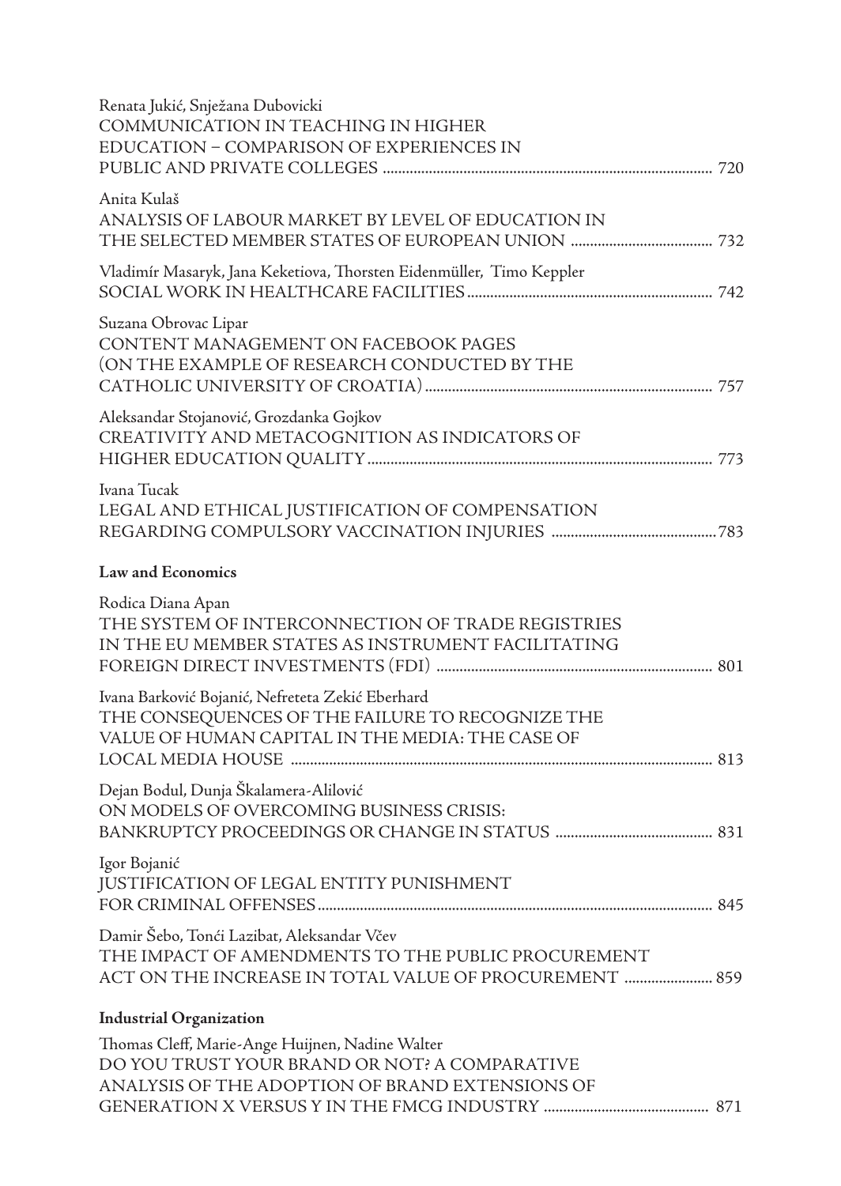Renata Jukić, Snježana Dubovicki
COMMUNICATION IN TEACHING IN HIGHER EDUCATION – COMPARISON OF EXPERIENCES IN PUBLIC AND PRIVATE COLLEGES ..................... 720

Anita Kulaš
ANALYSIS OF LABOUR MARKET BY LEVEL OF EDUCATION IN THE SELECTED MEMBER STATES OF EUROPEAN UNION ..................... 732

Vladimír Masaryk, Jana Keketiova, Thorsten Eidenmüller, Timo Keppler
SOCIAL WORK IN HEALTHCARE FACILITIES ..................... 742

Suzana Obrovac Lipar
CONTENT MANAGEMENT ON FACEBOOK PAGES (ON THE EXAMPLE OF RESEARCH CONDUCTED BY THE CATHOLIC UNIVERSITY OF CROATIA) ..................... 757

Aleksandar Stojanović, Grozdanka Gojkov
CREATIVITY AND METACOGNITION AS INDICATORS OF HIGHER EDUCATION QUALITY ..................... 773

Ivana Tucak
LEGAL AND ETHICAL JUSTIFICATION OF COMPENSATION REGARDING COMPULSORY VACCINATION INJURIES ..................... 783

**Law and Economics**

Rodica Diana Apan
THE SYSTEM OF INTERCONNECTION OF TRADE REGISTRIES IN THE EU MEMBER STATES AS INSTRUMENT FACILITATING FOREIGN DIRECT INVESTMENTS (FDI) ..................... 801

Ivana Barković Bojanić, Nefreteta Zekić Eberhard
THE CONSEQUENCES OF THE FAILURE TO RECOGNIZE THE VALUE OF HUMAN CAPITAL IN THE MEDIA: THE CASE OF LOCAL MEDIA HOUSE ..................... 813

Dejan Bodul, Dunja Škalamera-Alilović
ON MODELS OF OVERCOMING BUSINESS CRISIS: BANKRUPTCY PROCEEDINGS OR CHANGE IN STATUS ..................... 831

Igor Bojanić
JUSTIFICATION OF LEGAL ENTITY PUNISHMENT FOR CRIMINAL OFFENSES ..................... 845

Damir Šebo, Tonći Lazibat, Aleksandar Včev
THE IMPACT OF AMENDMENTS TO THE PUBLIC PROCUREMENT ACT ON THE INCREASE IN TOTAL VALUE OF PROCUREMENT ..................... 859

**Industrial Organization**

Thomas Cleff, Marie-Ange Huijnen, Nadine Walter
DO YOU TRUST YOUR BRAND OR NOT? A COMPARATIVE ANALYSIS OF THE ADOPTION OF BRAND EXTENSIONS OF GENERATION X VERSUS Y IN THE FMCG INDUSTRY ..................... 871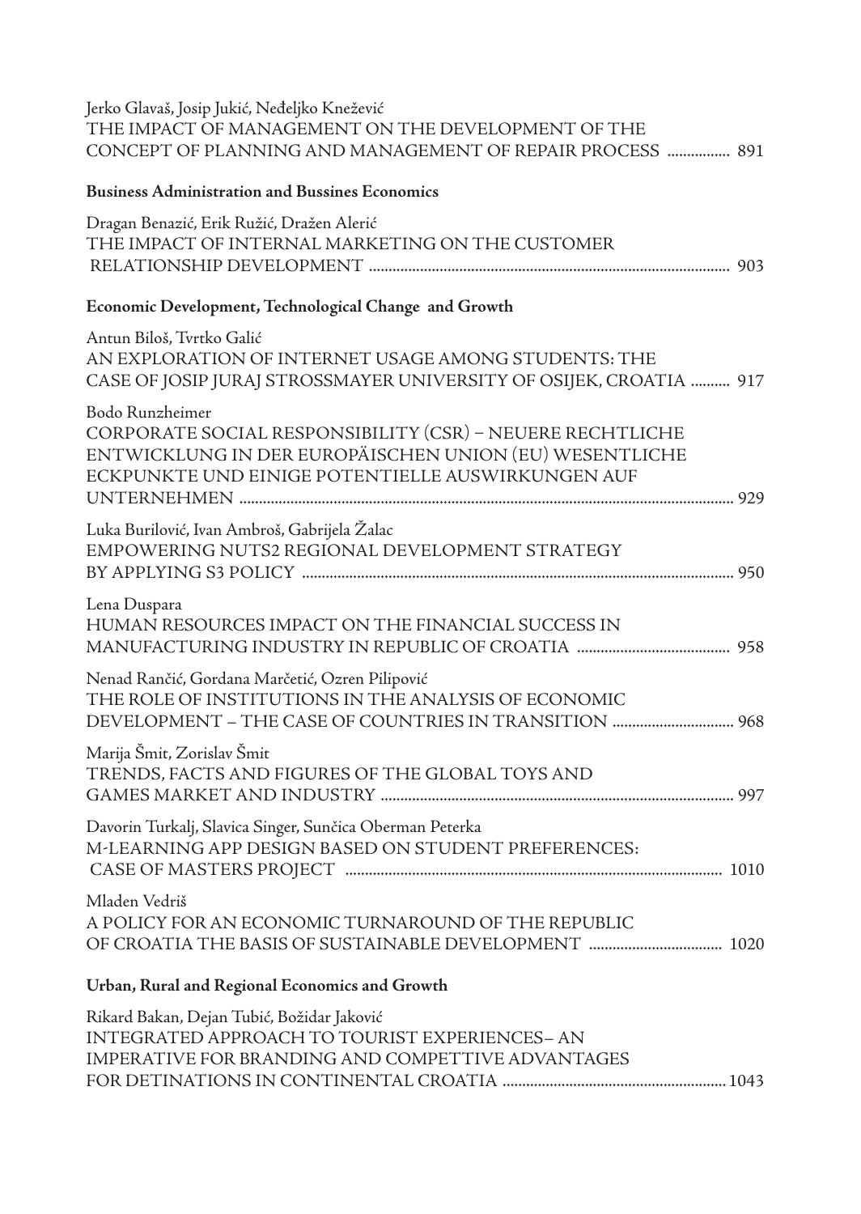Jerko Glavaš, Josip Jukić, Neđeljko Knežević
THE IMPACT OF MANAGEMENT ON THE DEVELOPMENT OF THE CONCEPT OF PLANNING AND MANAGEMENT OF REPAIR PROCESS ................ 891

**Business Administration and Bussines Economics**

Dragan Benazić, Erik Ružić, Dražen Alerić
THE IMPACT OF INTERNAL MARKETING ON THE CUSTOMER RELATIONSHIP DEVELOPMENT ................ 903

**Economic Development, Technological Change and Growth**

Antun Biloš, Tvrtko Galić
AN EXPLORATION OF INTERNET USAGE AMONG STUDENTS: THE CASE OF JOSIP JURAJ STROSSMAYER UNIVERSITY OF OSIJEK, CROATIA .......... 917

Bodo Runzheimer
CORPORATE SOCIAL RESPONSIBILITY (CSR) – NEUERE RECHTLICHE ENTWICKLUNG IN DER EUROPÄISCHEN UNION (EU) WESENTLICHE ECKPUNKTE UND EINIGE POTENTIELLE AUSWIRKUNGEN AUF UNTERNEHMEN ................ 929

Luka Burilović, Ivan Ambroš, Gabrijela Žalac
EMPOWERING NUTS2 REGIONAL DEVELOPMENT STRATEGY BY APPLYING S3 POLICY ................ 950

Lena Duspara
HUMAN RESOURCES IMPACT ON THE FINANCIAL SUCCESS IN MANUFACTURING INDUSTRY IN REPUBLIC OF CROATIA ................ 958

Nenad Rančić, Gordana Marčetić, Ozren Pilipović
THE ROLE OF INSTITUTIONS IN THE ANALYSIS OF ECONOMIC DEVELOPMENT – THE CASE OF COUNTRIES IN TRANSITION ................ 968

Marija Šmit, Zorislav Šmit
TRENDS, FACTS AND FIGURES OF THE GLOBAL TOYS AND GAMES MARKET AND INDUSTRY ................ 997

Davorin Turkalj, Slavica Singer, Sunčica Oberman Peterka
M-LEARNING APP DESIGN BASED ON STUDENT PREFERENCES: CASE OF MASTERS PROJECT ................ 1010

Mladen Vedriš
A POLICY FOR AN ECONOMIC TURNAROUND OF THE REPUBLIC OF CROATIA THE BASIS OF SUSTAINABLE DEVELOPMENT ................ 1020

**Urban, Rural and Regional Economics and Growth**

Rikard Bakan, Dejan Tubić, Božidar Jaković
INTEGRATED APPROACH TO TOURIST EXPERIENCES– AN IMPERATIVE FOR BRANDING AND COMPETTIVE ADVANTAGES FOR DETINATIONS IN CONTINENTAL CROATIA ................ 1043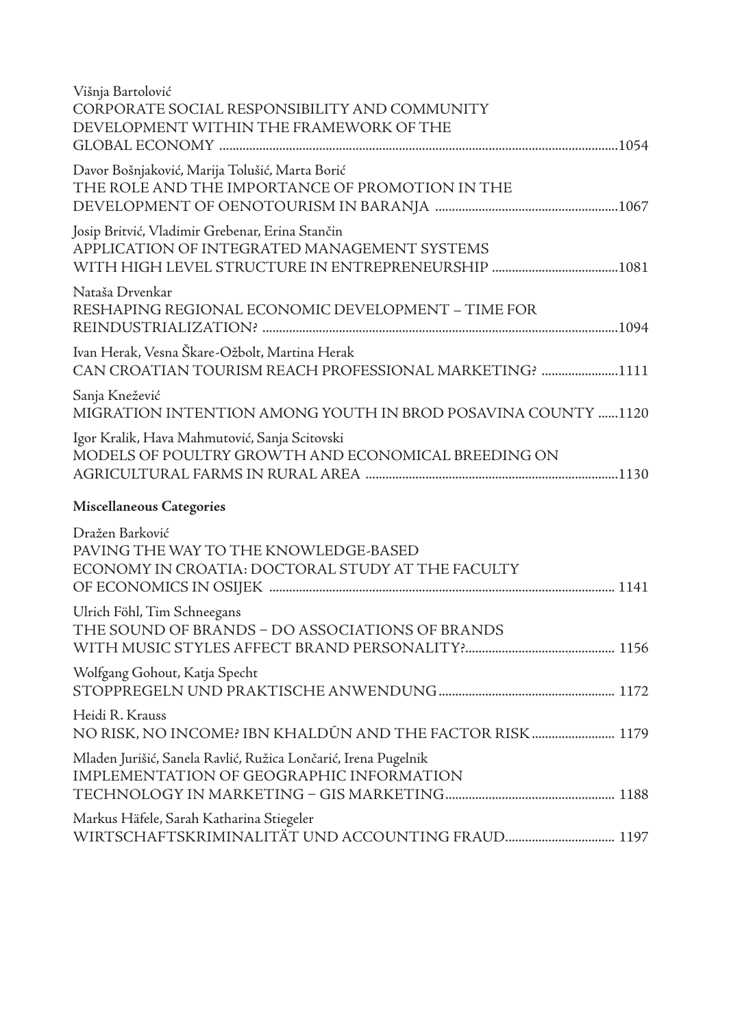Višnja Bartolović
CORPORATE SOCIAL RESPONSIBILITY AND COMMUNITY DEVELOPMENT WITHIN THE FRAMEWORK OF THE GLOBAL ECONOMY ....................................................................................................................1054

Davor Bošnjaković, Marija Tolušić, Marta Borić
THE ROLE AND THE IMPORTANCE OF PROMOTION IN THE DEVELOPMENT OF OENOTOURISM IN BARANJA ......................................................1067

Josip Britvić, Vladimir Grebenar, Erina Stančin
APPLICATION OF INTEGRATED MANAGEMENT SYSTEMS WITH HIGH LEVEL STRUCTURE IN ENTREPRENEURSHIP .....................................1081

Nataša Drvenkar
RESHAPING REGIONAL ECONOMIC DEVELOPMENT – TIME FOR REINDUSTRIALIZATION? ..........................................................................................................1094

Ivan Herak, Vesna Škare-Ožbolt, Martina Herak
CAN CROATIAN TOURISM REACH PROFESSIONAL MARKETING? .......................1111

Sanja Knežević
MIGRATION INTENTION AMONG YOUTH IN BROD POSAVINA COUNTY ......1120

Igor Kralik, Hava Mahmutović, Sanja Scitovski
MODELS OF POULTRY GROWTH AND ECONOMICAL BREEDING ON AGRICULTURAL FARMS IN RURAL AREA ............................................................................1130

**Miscellaneous Categories**

Dražen Barković
PAVING THE WAY TO THE KNOWLEDGE-BASED ECONOMY IN CROATIA: DOCTORAL STUDY AT THE FACULTY OF ECONOMICS IN OSIJEK ....................................................................................................... 1141

Ulrich Föhl, Tim Schneegans
THE SOUND OF BRANDS – DO ASSOCIATIONS OF BRANDS WITH MUSIC STYLES AFFECT BRAND PERSONALITY?............................................ 1156

Wolfgang Gohout, Katja Specht
STOPPREGELN UND PRAKTISCHE ANWENDUNG.................................................... 1172

Heidi R. Krauss
NO RISK, NO INCOME? IBN KHALDŪN AND THE FACTOR RISK......................... 1179

Mladen Jurišić, Sanela Ravlić, Ružica Lončarić, Irena Pugelnik
IMPLEMENTATION OF GEOGRAPHIC INFORMATION TECHNOLOGY IN MARKETING – GIS MARKETING.................................................. 1188

Markus Häfele, Sarah Katharina Stiegeler
WIRTSCHAFTSKRIMINALITÄT UND ACCOUNTING FRAUD................................. 1197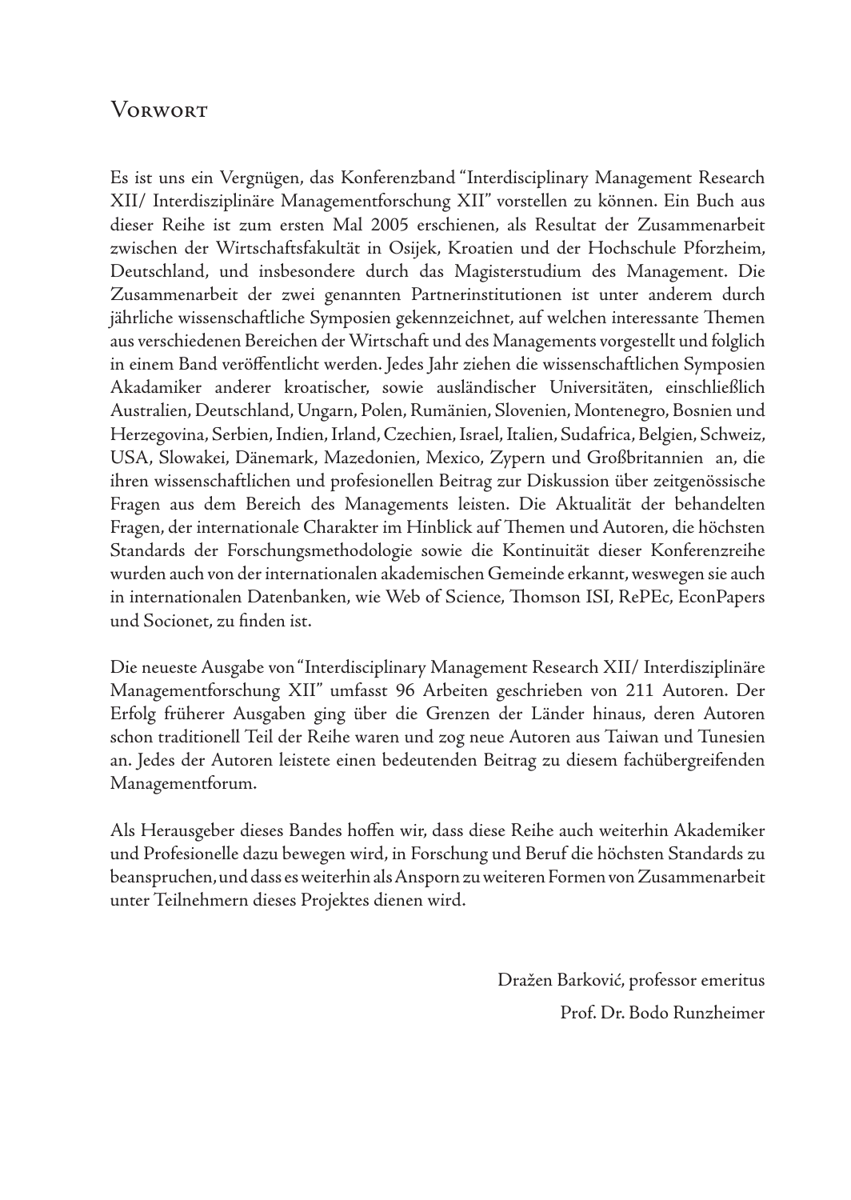# Vorwort

Es ist uns ein Vergnügen, das Konferenzband "Interdisciplinary Management Research XII/ Interdisziplinäre Managementforschung XII" vorstellen zu können. Ein Buch aus dieser Reihe ist zum ersten Mal 2005 erschienen, als Resultat der Zusammenarbeit zwischen der Wirtschaftsfakultät in Osijek, Kroatien und der Hochschule Pforzheim, Deutschland, und insbesondere durch das Magisterstudium des Management. Die Zusammenarbeit der zwei genannten Partnerinstitutionen ist unter anderem durch jährliche wissenschaftliche Symposien gekennzeichnet, auf welchen interessante Themen aus verschiedenen Bereichen der Wirtschaft und des Managements vorgestellt und folglich in einem Band veröffentlicht werden. Jedes Jahr ziehen die wissenschaftlichen Symposien Akadamiker anderer kroatischer, sowie ausländischer Universitäten, einschließlich Australien, Deutschland, Ungarn, Polen, Rumänien, Slovenien, Montenegro, Bosnien und Herzegovina, Serbien, Indien, Irland, Czechien, Israel, Italien, Sudafrica, Belgien, Schweiz, USA, Slowakei, Dänemark, Mazedonien, Mexico, Zypern und Großbritannien an, die ihren wissenschaftlichen und profesionellen Beitrag zur Diskussion über zeitgenössische Fragen aus dem Bereich des Managements leisten. Die Aktualität der behandelten Fragen, der internationale Charakter im Hinblick auf Themen und Autoren, die höchsten Standards der Forschungsmethodologie sowie die Kontinuität dieser Konferenzreihe wurden auch von der internationalen akademischen Gemeinde erkannt, weswegen sie auch in internationalen Datenbanken, wie Web of Science, Thomson ISI, RePEc, EconPapers und Socionet, zu finden ist.

Die neueste Ausgabe von "Interdisciplinary Management Research XII/ Interdisziplinäre Managementforschung XII" umfasst 96 Arbeiten geschrieben von 211 Autoren. Der Erfolg früherer Ausgaben ging über die Grenzen der Länder hinaus, deren Autoren schon traditionell Teil der Reihe waren und zog neue Autoren aus Taiwan und Tunesien an. Jedes der Autoren leistete einen bedeutenden Beitrag zu diesem fachübergreifenden Managementforum.

Als Herausgeber dieses Bandes hoffen wir, dass diese Reihe auch weiterhin Akademiker und Profesionelle dazu bewegen wird, in Forschung und Beruf die höchsten Standards zu beanspruchen, und dass es weiterhin als Ansporn zu weiteren Formen von Zusammenarbeit unter Teilnehmern dieses Projektes dienen wird.

Dražen Barković, professor emeritus

Prof. Dr. Bodo Runzheimer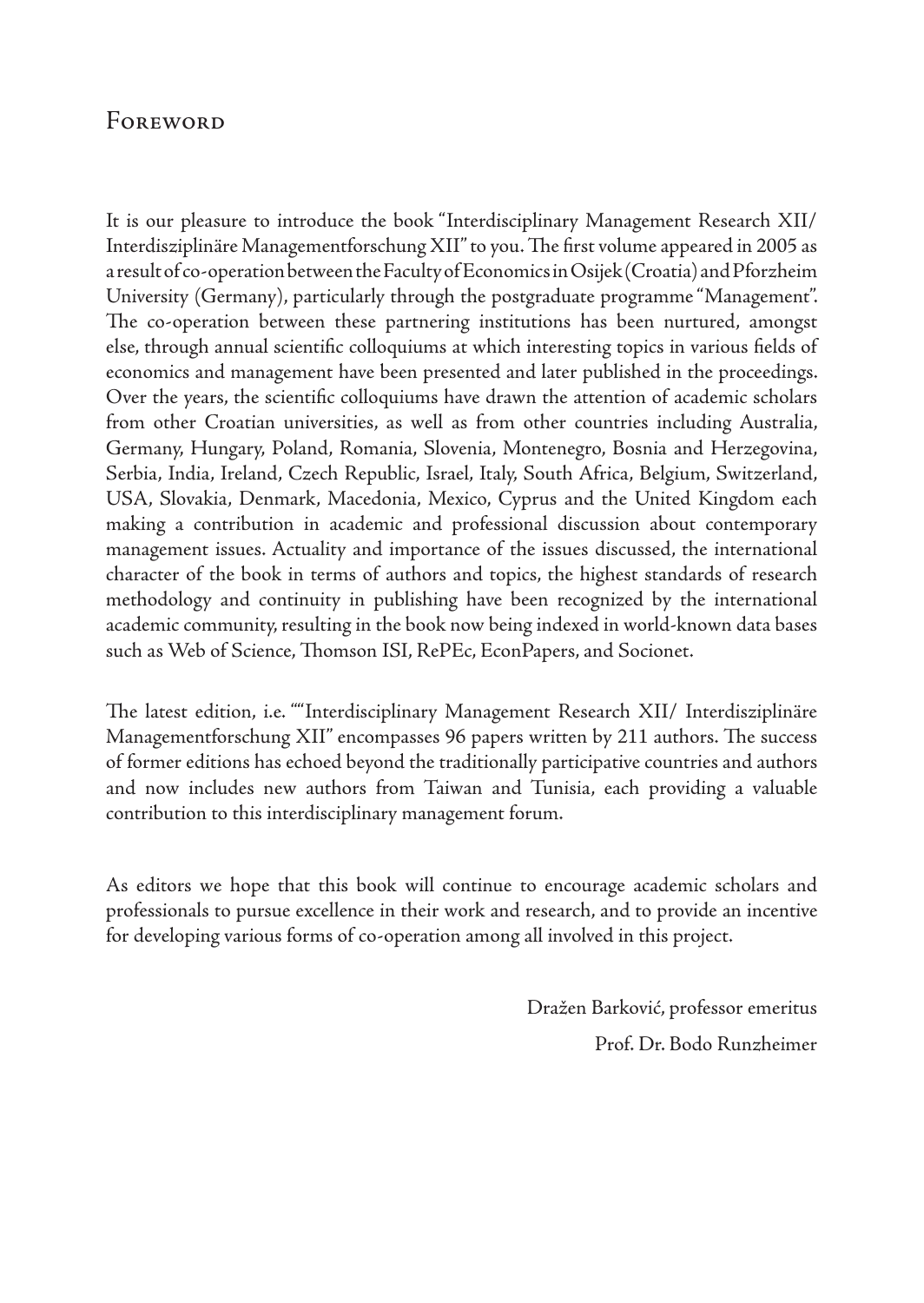# Foreword

It is our pleasure to introduce the book "Interdisciplinary Management Research XII/ Interdisziplinäre Managementforschung XII" to you. The first volume appeared in 2005 as a result of co-operation between the Faculty of Economics in Osijek (Croatia) and Pforzheim University (Germany), particularly through the postgraduate programme "Management". The co-operation between these partnering institutions has been nurtured, amongst else, through annual scientific colloquiums at which interesting topics in various fields of economics and management have been presented and later published in the proceedings. Over the years, the scientific colloquiums have drawn the attention of academic scholars from other Croatian universities, as well as from other countries including Australia, Germany, Hungary, Poland, Romania, Slovenia, Montenegro, Bosnia and Herzegovina, Serbia, India, Ireland, Czech Republic, Israel, Italy, South Africa, Belgium, Switzerland, USA, Slovakia, Denmark, Macedonia, Mexico, Cyprus and the United Kingdom each making a contribution in academic and professional discussion about contemporary management issues. Actuality and importance of the issues discussed, the international character of the book in terms of authors and topics, the highest standards of research methodology and continuity in publishing have been recognized by the international academic community, resulting in the book now being indexed in world-known data bases such as Web of Science, Thomson ISI, RePEc, EconPapers, and Socionet.

The latest edition, i.e. ""Interdisciplinary Management Research XII/ Interdisziplinäre Managementforschung XII" encompasses 96 papers written by 211 authors. The success of former editions has echoed beyond the traditionally participative countries and authors and now includes new authors from Taiwan and Tunisia, each providing a valuable contribution to this interdisciplinary management forum.

As editors we hope that this book will continue to encourage academic scholars and professionals to pursue excellence in their work and research, and to provide an incentive for developing various forms of co-operation among all involved in this project.

Dražen Barković, professor emeritus

Prof. Dr. Bodo Runzheimer